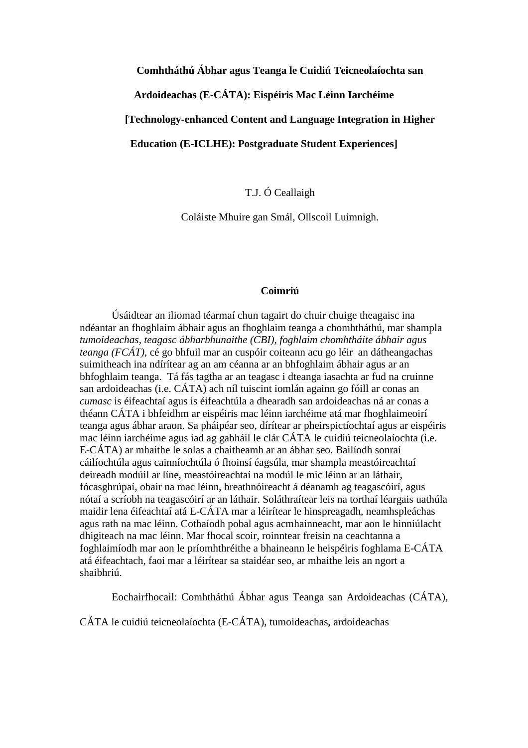# Comhtháthú Ábhar agus Teanga le Cuidiú Teicneolaíochta san Ardoideachas (E-CÁTA): Eispéiris Mac Léinn Iarchéime

# [Technology-enhanced Content and Language Integration in Higher Education (E-ICLHE): Postgraduate Student Experiences]

T.J. Ó Ceallaigh

Coláiste Mhuire gan Smál, Ollscoil Luimnigh.

## Coimriú

Úsáidtear an iliomad téarmaí chun tagairt do chuir chuige theagaisc ina ndéantar an fhoghlaim ábhair agus an fhoghlaim teanga a chomhtháthú, mar shampla *tumoideachas*, *teagasc ábharbhunaithe (CBI)*, *foghlaim chomhtháite ábhair agus teanga (FCÁT)*, cé go bhfuil mar an cuspóir coiteann acu go léir an dátheangachas suimitheach ina ndírítear ag an am céanna ar an bhfoghlaim ábhair agus ar an bhfoghlaim teanga. Tá fás tagtha ar an teagasc i dteanga iasachta ar fud na cruinne san ardoideachas (i.e. CÁTA) ach níl tuiscint iomlán againn go fóill ar conas an *cumasc* is éifeachtaí agus is éifeachtúla a dhearadh san ardoideachas ná ar conas a théann CÁTA i bhfeidhm ar eispéiris mac léinn iarchéime atá mar fhoghlaimeoirí teanga agus ábhar araon. Sa pháipéar seo, dírítear ar pheirspictíochtaí agus ar eispéiris mac léinn iarchéime agus iad ag gabháil le clár CÁTA le cuidiú teicneolaíochta (i.e. E-CÁTA) ar mhaithe le solas a chaitheamh ar an ábhar seo. Bailíodh sonraí cáilíochtúla agus cainníochtúla ó fhoinsí éagsúla, mar shampla meastóireachtaí deireadh modúil ar líne, meastóireachtaí na modúl le mic léinn ar an láthair, fócasghrúpaí, obair na mac léinn, breathnóireacht á déanamh ag teagascóirí, agus nótaí a scríobh na teagascóirí ar an láthair. Soláthraítear leis na torthaí léargais uathúla maidir lena éifeachtaí atá E-CÁTA mar a léirítear le hinspreagadh, neamhspleáchas agus rath na mac léinn. Cothaíodh pobal agus acmhainneacht, mar aon le hinniúlacht dhigiteach na mac léinn. Mar fhocal scoir, roinntear freisin na ceachtanna a foghlaimíodh mar aon le príomhthréithe a bhaineann le heispéiris foghlama E-CÁTA atá éifeachtach, faoi mar a léirítear sa staidéar seo, ar mhaithe leis an ngort a shaibhriú.

Eochairfhocail: Comhtháthú Ábhar agus Teanga san Ardoideachas (CÁTA), CÁTA le cuidiú teicneolaíochta (E-CÁTA), tumoideachas, ardoideachas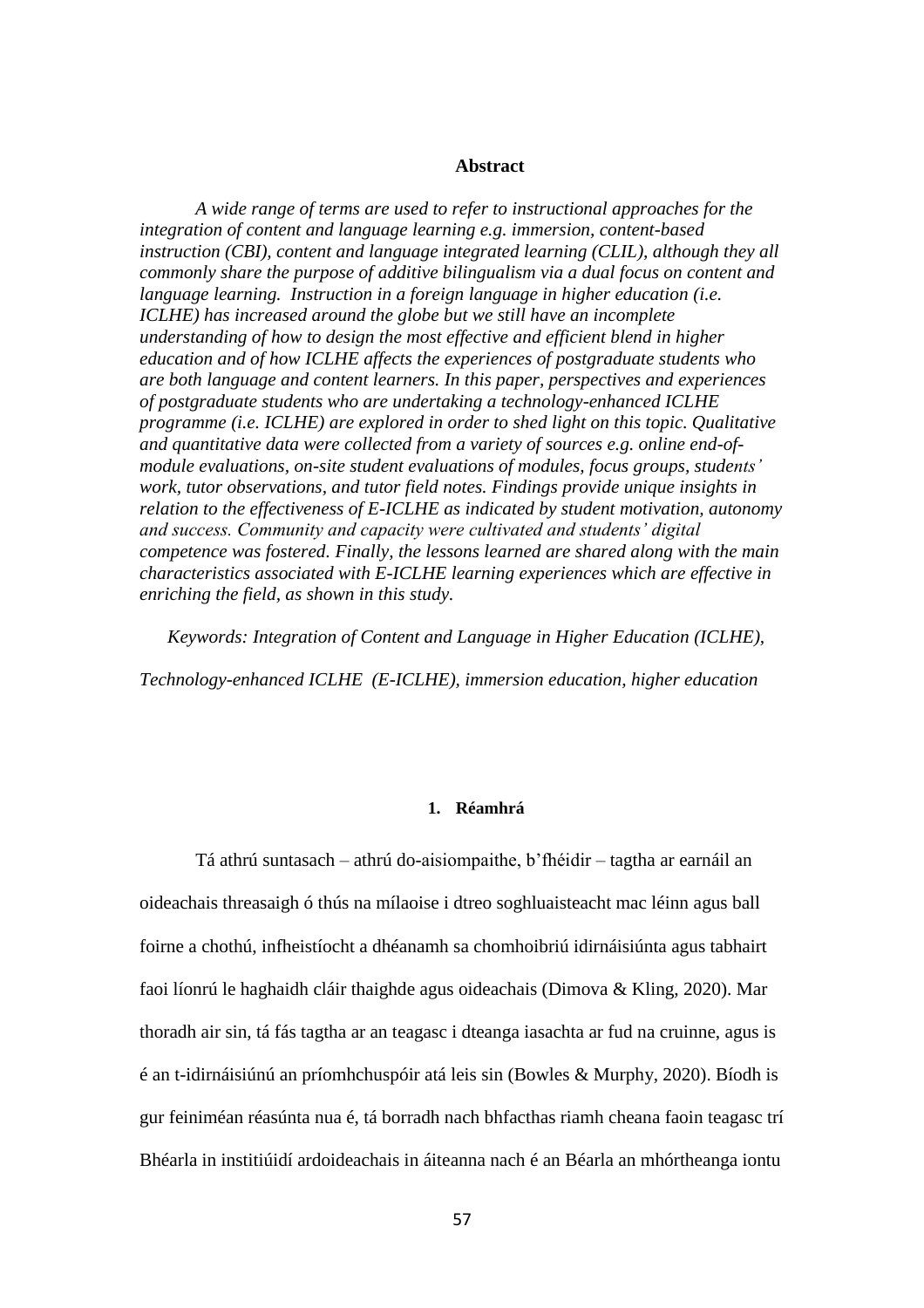## Abstract

*A wide range of terms are used to refer to instructional approaches for the integration of content and language learning e.g. immersion, content-based instruction (CBI), content and language integrated learning (CLIL), although they all commonly share the purpose of additive bilingualism via a dual focus on content and language learning. Instruction in a foreign language in higher education (i.e. ICLHE) has increased around the globe but we still have an incomplete understanding of how to design the most effective and efficient blend in higher education and of how ICLHE affects the experiences of postgraduate students who are both language and content learners. In this paper, perspectives and experiences of postgraduate students who are undertaking a technology-enhanced ICLHE programme (i.e. ICLHE) are explored in order to shed light on this topic. Qualitative and quantitative data were collected from a variety of sources e.g. online end-of-module evaluations, on-site student evaluations of modules, focus groups, students' work, tutor observations, and tutor field notes. Findings provide unique insights in relation to the effectiveness of E-ICLHE as indicated by student motivation, autonomy and success. Community and capacity were cultivated and students' digital competence was fostered. Finally, the lessons learned are shared along with the main characteristics associated with E-ICLHE learning experiences which are effective in enriching the field, as shown in this study.*

*Keywords: Integration of Content and Language in Higher Education (ICLHE), Technology-enhanced ICLHE (E-ICLHE), immersion education, higher education*

## 1. Réamhrá

Tá athrú suntasach – athrú do-aisiompaithe, b'fhéidir – tagtha ar earnáil an oideachais threasaigh ó thús na mílaoise i dtreo soghluaisteacht mac léinn agus ball foirne a chothú, infheistíocht a dhéanamh sa chomhoibriú idirnáisiúnta agus tabhairt faoi líonrú le haghaidh cláir thaighde agus oideachais (Dimova & Kling, 2020). Mar thoradh air sin, tá fás tagtha ar an teagasc i dteanga iasachta ar fud na cruinne, agus is é an t-idirnáisiúnú an príomhchuspóir atá leis sin (Bowles & Murphy, 2020). Bíodh is gur feiniméan réasúnta nua é, tá borradh nach bhfacthas riamh cheana faoin teagasc trí Bhéarla in institiúidí ardoideachais in áiteanna nach é an Béarla an mhórtheanga iontu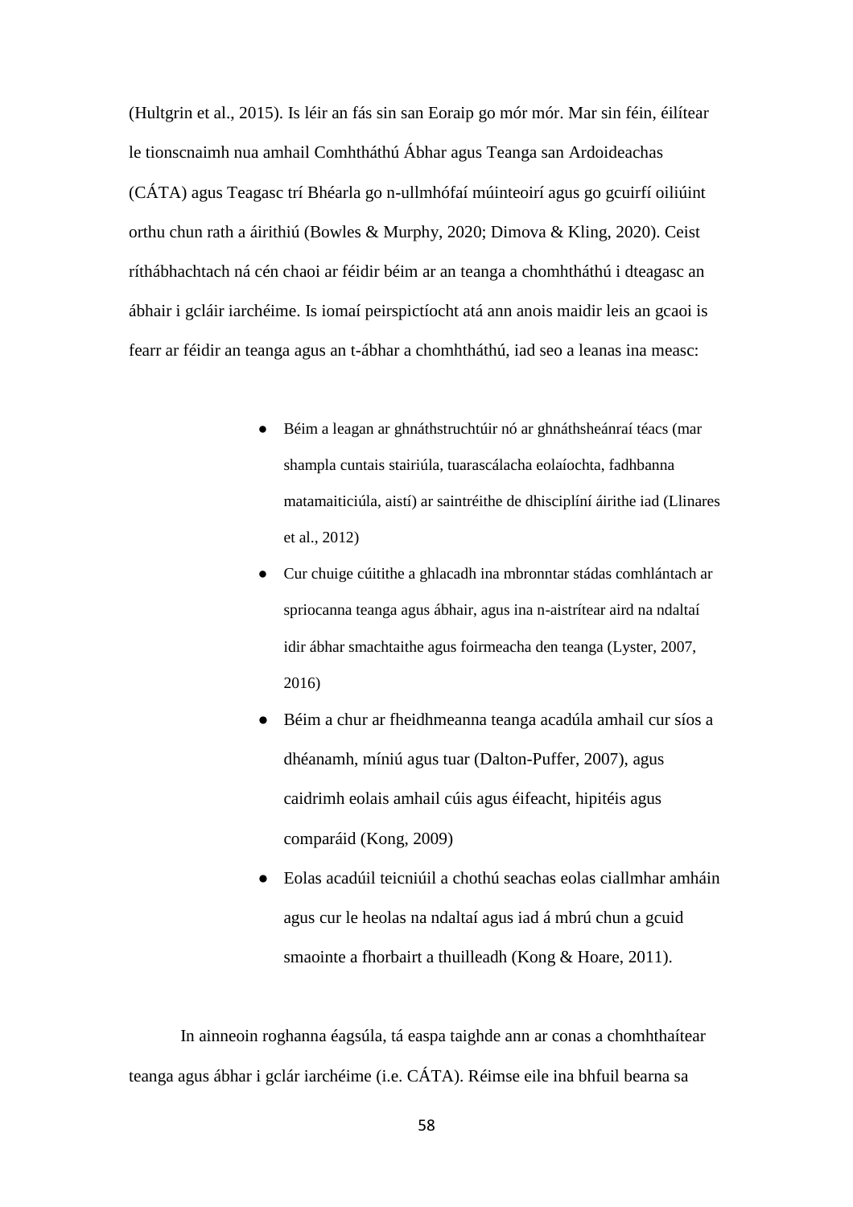(Hultgrin et al., 2015). Is léir an fás sin san Eoraip go mór mór. Mar sin féin, éilítear le tionscnaimh nua amhail Comhtháthú Ábhar agus Teanga san Ardoideachas (CÁTA) agus Teagasc trí Bhéarla go n-ullmhófaí múinteoirí agus go gcuirfí oiliúint orthu chun rath a áirithiú (Bowles & Murphy, 2020; Dimova & Kling, 2020). Ceist ríthábhachtach ná cén chaoi ar féidir béim ar an teanga a chomhtháthú i dteagasc an ábhair i gcláir iarchéime. Is iomaí peirspictíocht atá ann anois maidir leis an gcaoi is fearr ar féidir an teanga agus an t-ábhar a chomhtháthú, iad seo a leanas ina measc:

- Béim a leagan ar ghnáthstruchtúir nó ar ghnáthsheánraí téacs (mar shampla cuntais stairiúla, tuarascálacha eolaíochta, fadhbanna matamaiticiúla, aistí) ar saintréithe de dhisciplíní áirithe iad (Llinares et al., 2012)
- Cur chuige cúitithe a ghlacadh ina mbronntar stádas comhlántach ar spriocanna teanga agus ábhair, agus ina n-aistrítear aird na ndaltaí idir ábhar smachtaithe agus foirmeacha den teanga (Lyster, 2007, 2016)
- Béim a chur ar fheidhmeanna teanga acadúla amhail cur síos a dhéanamh, míniú agus tuar (Dalton-Puffer, 2007), agus caidrimh eolais amhail cúis agus éifeacht, hipitéis agus comparáid (Kong, 2009)
- Eolas acadúil teicniúil a chothú seachas eolas ciallmhar amháin agus cur le heolas na ndaltaí agus iad á mbrú chun a gcuid smaointe a fhorbairt a thuilleadh (Kong & Hoare, 2011).

In ainneoin roghanna éagsúla, tá easpa taighde ann ar conas a chomhthaítear teanga agus ábhar i gclár iarchéime (i.e. CÁTA). Réimse eile ina bhfuil bearna sa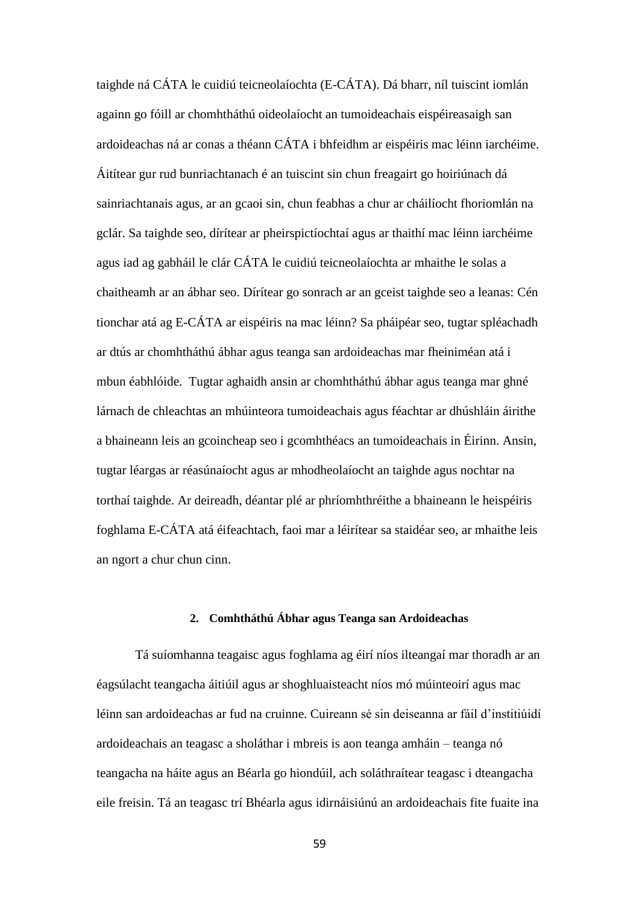taighde ná CÁTA le cuidiú teicneolaíochta (E-CÁTA). Dá bharr, níl tuiscint iomlán againn go fóill ar chomhtháthú oideolaíocht an tumoideachais eispéireasaigh san ardoideachas ná ar conas a théann CÁTA i bhfeidhm ar eispéiris mac léinn iarchéime. Áitítear gur rud bunriachtanach é an tuiscint sin chun freagairt go hoiriúnach dá sainriachtanais agus, ar an gcaoi sin, chun feabhas a chur ar cháilíocht fhoriomlán na gclár. Sa taighde seo, dírítear ar pheirspictíochtaí agus ar thaithí mac léinn iarchéime agus iad ag gabháil le clár CÁTA le cuidiú teicneolaíochta ar mhaithe le solas a chaitheamh ar an ábhar seo. Dírítear go sonrach ar an gceist taighde seo a leanas: Cén tionchar atá ag E-CÁTA ar eispéiris na mac léinn? Sa pháipéar seo, tugtar spléachadh ar dtús ar chomhtháthú ábhar agus teanga san ardoideachas mar fheiniméan atá i mbun éabhlóide. Tugtar aghaidh ansin ar chomhtháthú ábhar agus teanga mar ghné lárnach de chleachtas an mhúinteora tumoideachais agus féachtar ar dhúshláin áirithe a bhaineann leis an gcoincheap seo i gcomhthéacs an tumoideachais in Éirinn. Ansin, tugtar léargas ar réasúnaíocht agus ar mhodheolaíocht an taighde agus nochtar na torthaí taighde. Ar deireadh, déantar plé ar phríomhthréithe a bhaineann le heispéiris foghlama E-CÁTA atá éifeachtach, faoi mar a léirítear sa staidéar seo, ar mhaithe leis an ngort a chur chun cinn.

## 2. Comhtháthú Ábhar agus Teanga san Ardoideachas

Tá suíomhanna teagaisc agus foghlama ag éirí níos ilteangaí mar thoradh ar an éagsúlacht teangacha áitiúil agus ar shoghluaisteacht níos mó múinteoirí agus mac léinn san ardoideachas ar fud na cruinne. Cuireann sé sin deiseanna ar fáil d'institiúidí ardoideachais an teagasc a sholáthar i mbreis is aon teanga amháin – teanga nó teangacha na háite agus an Béarla go hiondúil, ach soláthraítear teagasc i dteangacha eile freisin. Tá an teagasc trí Bhéarla agus idirnáisiúnú an ardoideachais fite fuaite ina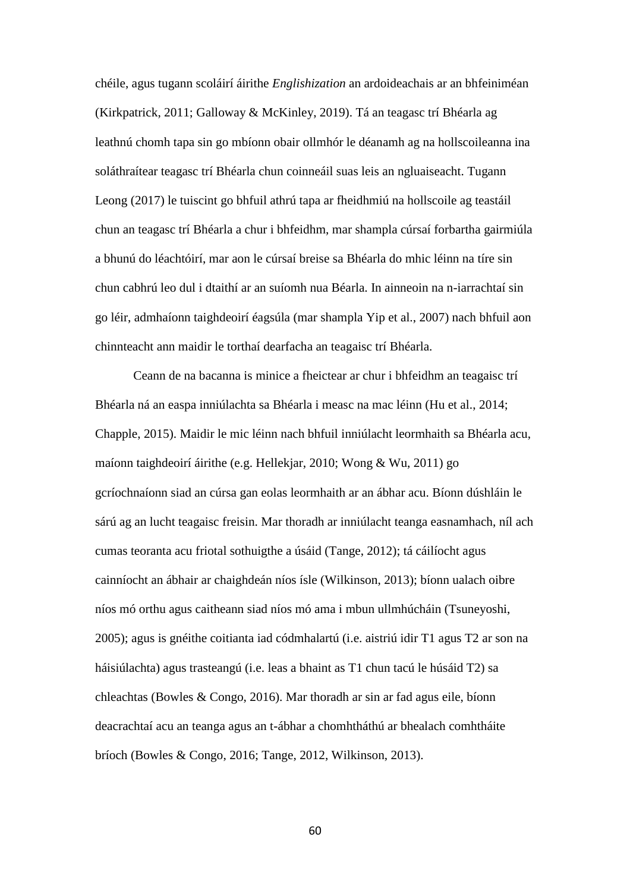chéile, agus tugann scoláirí áirithe *Englishization* an ardoideachais ar an bhfeiniméan (Kirkpatrick, 2011; Galloway & McKinley, 2019). Tá an teagasc trí Bhéarla ag leathnú chomh tapa sin go mbíonn obair ollmhór le déanamh ag na hollscoileanna ina soláthraítear teagasc trí Bhéarla chun coinneáil suas leis an ngluaiseacht. Tugann Leong (2017) le tuiscint go bhfuil athrú tapa ar fheidhmiú na hollscoile ag teastáil chun an teagasc trí Bhéarla a chur i bhfeidhm, mar shampla cúrsaí forbartha gairmiúla a bhunú do léachtóirí, mar aon le cúrsaí breise sa Bhéarla do mhic léinn na tíre sin chun cabhrú leo dul i dtaithí ar an suíomh nua Béarla. In ainneoin na n-iarrachtaí sin go léir, admhaíonn taighdeoirí éagsúla (mar shampla Yip et al., 2007) nach bhfuil aon chinnteacht ann maidir le torthaí dearfacha an teagaisc trí Bhéarla.

Ceann de na bacanna is minice a fheictear ar chur i bhfeidhm an teagaisc trí Bhéarla ná an easpa inniúlachta sa Bhéarla i measc na mac léinn (Hu et al., 2014; Chapple, 2015). Maidir le mic léinn nach bhfuil inniúlacht leormhaith sa Bhéarla acu, maíonn taighdeoirí áirithe (e.g. Hellekjar, 2010; Wong & Wu, 2011) go gcríochnaíonn siad an cúrsa gan eolas leormhaith ar an ábhar acu. Bíonn dúshláin le sárú ag an lucht teagaisc freisin. Mar thoradh ar inniúlacht teanga easnamhach, níl ach cumas teoranta acu friotal sothuigthe a úsáid (Tange, 2012); tá cáilíocht agus cainníocht an ábhair ar chaighdeán níos ísle (Wilkinson, 2013); bíonn ualach oibre níos mó orthu agus caitheann siad níos mó ama i mbun ullmhúcháin (Tsuneyoshi, 2005); agus is gnéithe coitianta iad códmhalartú (i.e. aistriú idir T1 agus T2 ar son na háisiúlachta) agus trasteangú (i.e. leas a bhaint as T1 chun tacú le húsáid T2) sa chleachtas (Bowles & Congo, 2016). Mar thoradh ar sin ar fad agus eile, bíonn deacrachtaí acu an teanga agus an t-ábhar a chomhtháthú ar bhealach comhtháite bríoch (Bowles & Congo, 2016; Tange, 2012, Wilkinson, 2013).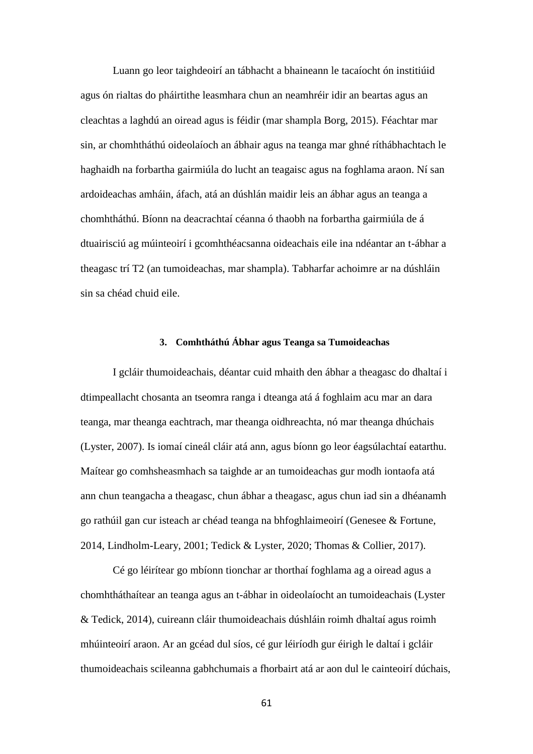Luann go leor taighdeoirí an tábhacht a bhaineann le tacaíocht ón institiúid agus ón rialtas do pháirtithe leasmhara chun an neamhréir idir an beartas agus an cleachtas a laghdú an oiread agus is féidir (mar shampla Borg, 2015). Féachtar mar sin, ar chomhtháthú oideolaíoch an ábhair agus na teanga mar ghné ríthábhachtach le haghaidh na forbartha gairmiúla do lucht an teagaisc agus na foghlama araon. Ní san ardoideachas amháin, áfach, atá an dúshlán maidir leis an ábhar agus an teanga a chomhtháthú. Bíonn na deacrachtaí céanna ó thaobh na forbartha gairmiúla de á dtuairisciú ag múinteoirí i gcomhthéacsanna oideachais eile ina ndéantar an t-ábhar a theagasc trí T2 (an tumoideachas, mar shampla). Tabharfar achoimre ar na dúshláin sin sa chéad chuid eile.

### 3. Comhtháthú Ábhar agus Teanga sa Tumoideachas

I gcláir thumoideachais, déantar cuid mhaith den ábhar a theagasc do dhaltaí i dtimpeallacht chosanta an tseomra ranga i dteanga atá á foghlaim acu mar an dara teanga, mar theanga eachtrach, mar theanga oidhreachta, nó mar theanga dhúchais (Lyster, 2007). Is iomaí cineál cláir atá ann, agus bíonn go leor éagsúlachtaí eatarthu. Maítear go comhsheasmhach sa taighde ar an tumoideachas gur modh iontaofa atá ann chun teangacha a theagasc, chun ábhar a theagasc, agus chun iad sin a dhéanamh go rathúil gan cur isteach ar chéad teanga na bhfoghlaimeoirí (Genesee & Fortune, 2014, Lindholm-Leary, 2001; Tedick & Lyster, 2020; Thomas & Collier, 2017).

Cé go léirítear go mbíonn tionchar ar thorthaí foghlama ag a oiread agus a chomhtháthaítear an teanga agus an t-ábhar in oideolaíocht an tumoideachais (Lyster & Tedick, 2014), cuireann cláir thumoideachais dúshláin roimh dhaltaí agus roimh mhúinteoirí araon. Ar an gcéad dul síos, cé gur léiríodh gur éirigh le daltaí i gcláir thumoideachais scileanna gabhchumais a fhorbairt atá ar aon dul le cainteoirí dúchais,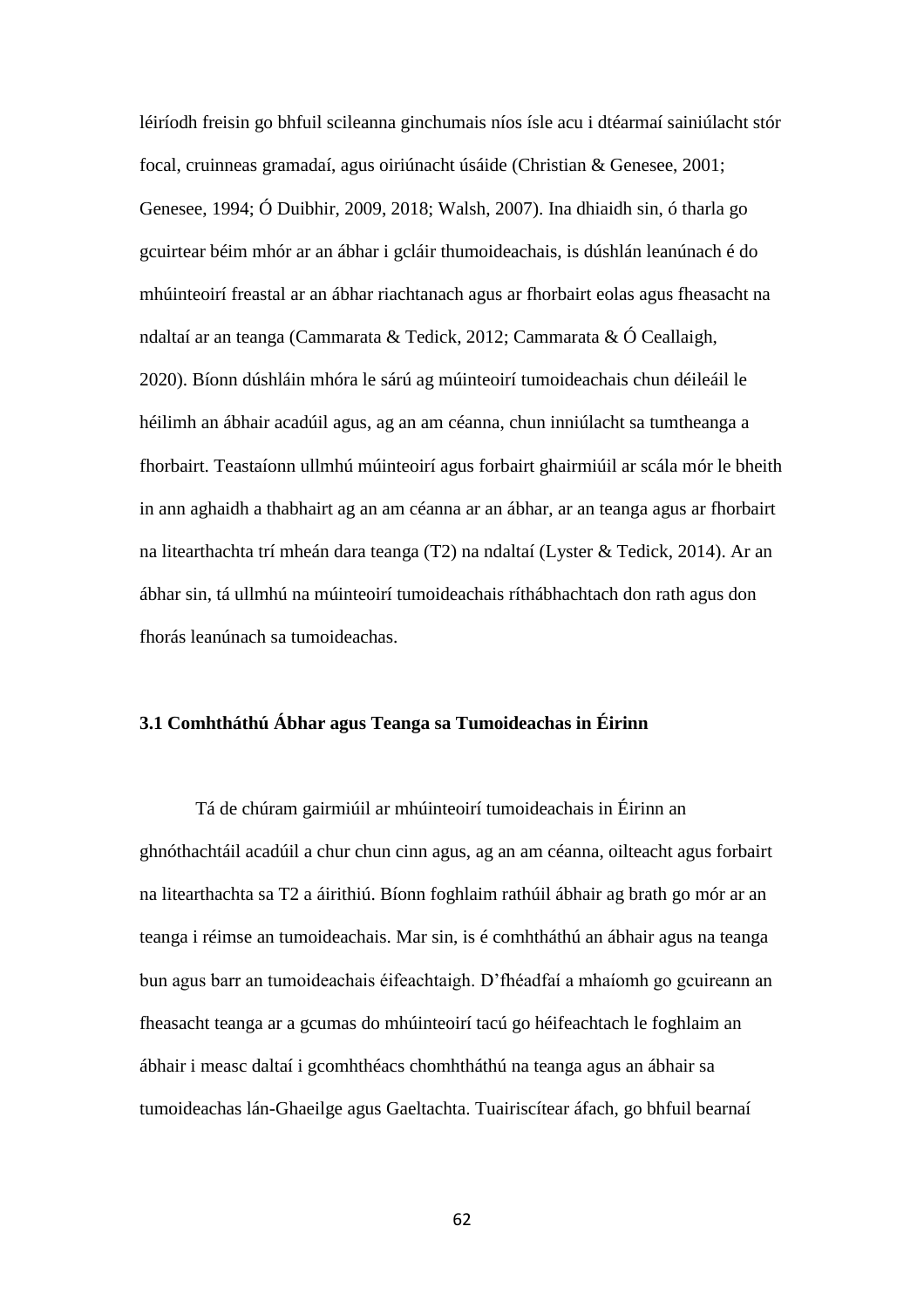léiríodh freisin go bhfuil scileanna ginchumais níos ísle acu i dtéarmaí sainiúlacht stór focal, cruinneas gramadaí, agus oiriúnacht úsáide (Christian & Genesee, 2001; Genesee, 1994; Ó Duibhir, 2009, 2018; Walsh, 2007). Ina dhiaidh sin, ó tharla go gcuirtear béim mhór ar an ábhar i gcláir thumoideachais, is dúshlán leanúnach é do mhúinteoirí freastal ar an ábhar riachtanach agus ar fhorbairt eolas agus fheasacht na ndaltaí ar an teanga (Cammarata & Tedick, 2012; Cammarata & Ó Ceallaigh, 2020). Bíonn dúshláin mhóra le sárú ag múinteoirí tumoideachais chun déileáil le héilimh an ábhair acadúil agus, ag an am céanna, chun inniúlacht sa tumtheanga a fhorbairt. Teastaíonn ullmhú múinteoirí agus forbairt ghairmiúil ar scála mór le bheith in ann aghaidh a thabhairt ag an am céanna ar an ábhar, ar an teanga agus ar fhorbairt na litearthachta trí mheán dara teanga (T2) na ndaltaí (Lyster & Tedick, 2014). Ar an ábhar sin, tá ullmhú na múinteoirí tumoideachais ríthábhachtach don rath agus don fhorás leanúnach sa tumoideachas.

### 3.1 Comhtháthú Ábhar agus Teanga sa Tumoideachas in Éirinn

Tá de chúram gairmiúil ar mhúinteoirí tumoideachais in Éirinn an ghnóthachtáil acadúil a chur chun cinn agus, ag an am céanna, oilteacht agus forbairt na litearthachta sa T2 a áirithiú. Bíonn foghlaim rathúil ábhair ag brath go mór ar an teanga i réimse an tumoideachais. Mar sin, is é comhtháthú an ábhair agus na teanga bun agus barr an tumoideachais éifeachtaigh. D'fhéadfaí a mhaíomh go gcuireann an fheasacht teanga ar a gcumas do mhúinteoirí tacú go héifeachtach le foghlaim an ábhair i measc daltaí i gcomhthéacs chomhtháthú na teanga agus an ábhair sa tumoideachas lán-Ghaeilge agus Gaeltachta. Tuairiscítear áfach, go bhfuil bearnaí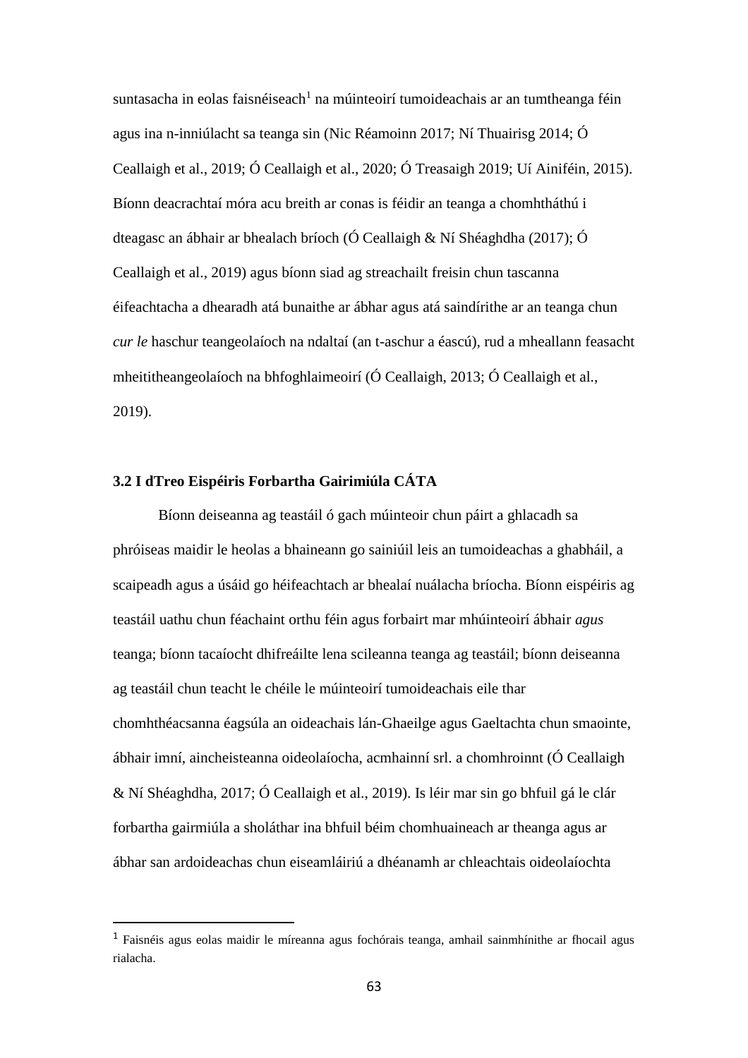suntasacha in eolas faisnéiseach[1] na múinteoirí tumoideachais ar an tumtheanga féin agus ina n-inniúlacht sa teanga sin (Nic Réamoinn 2017; Ní Thuairisg 2014; Ó Ceallaigh et al., 2019; Ó Ceallaigh et al., 2020; Ó Treasaigh 2019; Uí Ainiféin, 2015). Bíonn deacrachtaí móra acu breith ar conas is féidir an teanga a chomhtháthú i dteagasc an ábhair ar bhealach bríoch (Ó Ceallaigh & Ní Shéaghdha (2017); Ó Ceallaigh et al., 2019) agus bíonn siad ag streachailt freisin chun tascanna éifeachtacha a dhearadh atá bunaithe ar ábhar agus atá saindírithe ar an teanga chun *cur le* haschur teangeolaíoch na ndaltaí (an t-aschur a éascú), rud a mheallann feasacht mheititheangeolaíoch na bhfoghlaimeoirí (Ó Ceallaigh, 2013; Ó Ceallaigh et al., 2019).

### 3.2 I dTreo Eispéiris Forbartha Gairimiúla CÁTA

Bíonn deiseanna ag teastáil ó gach múinteoir chun páirt a ghlacadh sa phróiseas maidir le heolas a bhaineann go sainiúil leis an tumoideachas a ghabháil, a scaipeadh agus a úsáid go héifeachtach ar bhealaí nuálacha bríocha. Bíonn eispéiris ag teastáil uathu chun féachaint orthu féin agus forbairt mar mhúinteoirí ábhair *agus* teanga; bíonn tacaíocht dhifreáilte lena scileanna teanga ag teastáil; bíonn deiseanna ag teastáil chun teacht le chéile le múinteoirí tumoideachais eile thar chomhthéacsanna éagsúla an oideachais lán-Ghaeilge agus Gaeltachta chun smaointe, ábhair imní, aincheisteanna oideolaíocha, acmhainní srl. a chomhroinnt (Ó Ceallaigh & Ní Shéaghdha, 2017; Ó Ceallaigh et al., 2019). Is léir mar sin go bhfuil gá le clár forbartha gairmiúla a sholáthar ina bhfuil béim chomhuaineach ar theanga agus ar ábhar san ardoideachas chun eiseamláiriú a dhéanamh ar chleachtais oideolaíochta

---

[1] Faisnéis agus eolas maidir le míreanna agus fochórais teanga, amhail sainmhínithe ar fhocail agus rialacha.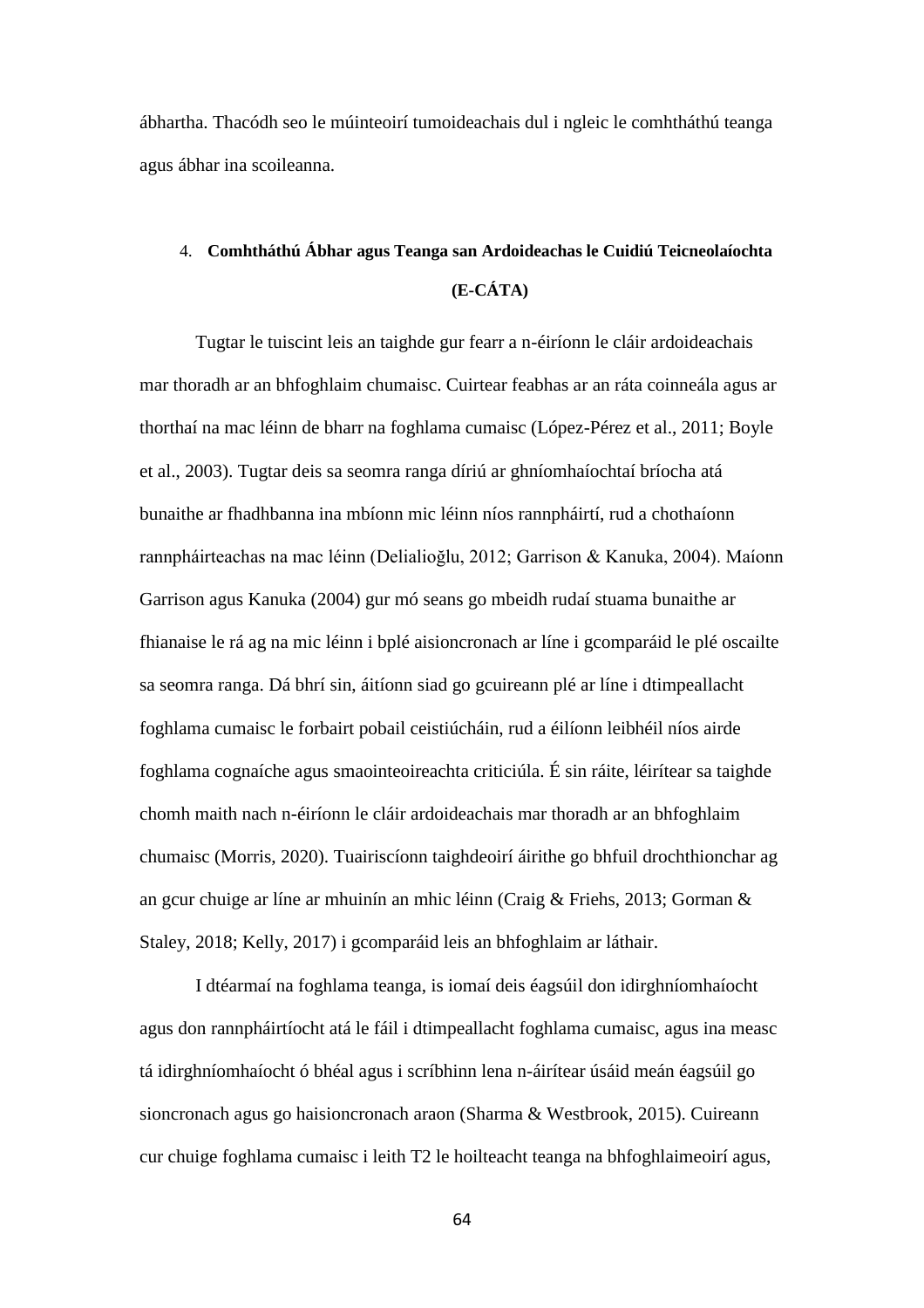ábhartha. Thacódh seo le múinteoirí tumoideachais dul i ngleic le comhtháthú teanga agus ábhar ina scoileanna.

## 4. Comhtháthú Ábhar agus Teanga san Ardoideachas le Cuidiú Teicneolaíochta (E-CÁTA)

Tugtar le tuiscint leis an taighde gur fearr a n-éiríonn le cláir ardoideachais mar thoradh ar an bhfoghlaim chumaisc. Cuirtear feabhas ar an ráta coinneála agus ar thorthaí na mac léinn de bharr na foghlama cumaisc (López-Pérez et al., 2011; Boyle et al., 2003). Tugtar deis sa seomra ranga díriú ar ghníomhaíochtaí bríocha atá bunaithe ar fhadhbanna ina mbíonn mic léinn níos rannpháirtí, rud a chothaíonn rannpháirteachas na mac léinn (Delialioğlu, 2012; Garrison & Kanuka, 2004). Maíonn Garrison agus Kanuka (2004) gur mó seans go mbeidh rudaí stuama bunaithe ar fhianaise le rá ag na mic léinn i bplé aisioncronach ar líne i gcomparáid le plé oscailte sa seomra ranga. Dá bhrí sin, áitíonn siad go gcuireann plé ar líne i dtimpeallacht foghlama cumaisc le forbairt pobail ceistiúcháin, rud a éilíonn leibhéil níos airde foghlama cognaíche agus smaointeoireachta criticiúla. É sin ráite, léirítear sa taighde chomh maith nach n-éiríonn le cláir ardoideachais mar thoradh ar an bhfoghlaim chumaisc (Morris, 2020). Tuairiscíonn taighdeoirí áirithe go bhfuil drochthionchar ag an gcur chuige ar líne ar mhuinín an mhic léinn (Craig & Friehs, 2013; Gorman & Staley, 2018; Kelly, 2017) i gcomparáid leis an bhfoghlaim ar láthair.

I dtéarmaí na foghlama teanga, is iomaí deis éagsúil don idirghníomhaíocht agus don rannpháirtíocht atá le fáil i dtimpeallacht foghlama cumaisc, agus ina measc tá idirghníomhaíocht ó bhéal agus i scríbhinn lena n-áirítear úsáid meán éagsúil go sioncronach agus go haisioncronach araon (Sharma & Westbrook, 2015). Cuireann cur chuige foghlama cumaisc i leith T2 le hoilteacht teanga na bhfoghlaimeoirí agus,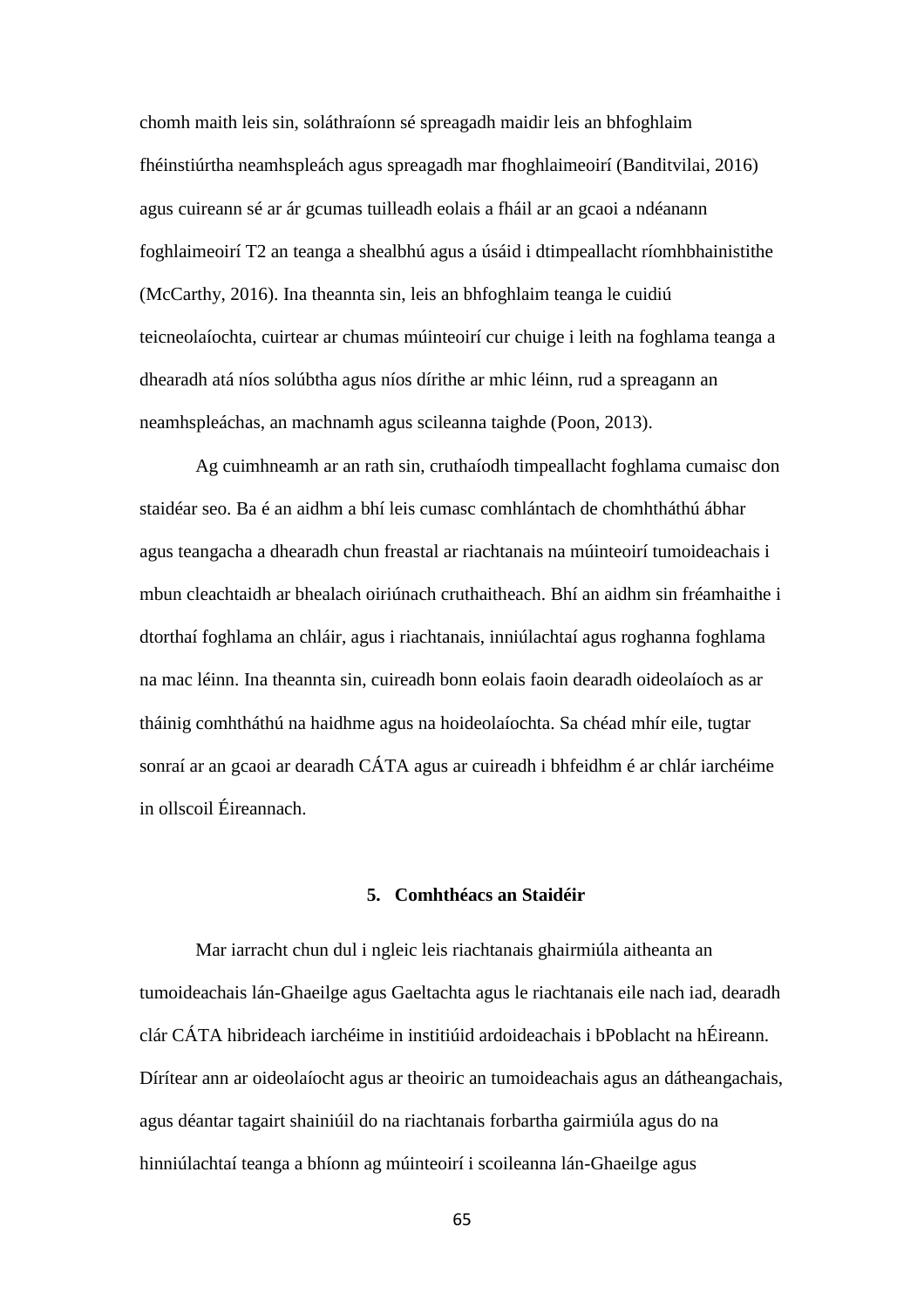chomh maith leis sin, soláthraíonn sé spreagadh maidir leis an bhfoghlaim fhéinstiúrtha neamhspleách agus spreagadh mar fhoghlaimeoirí (Banditvilai, 2016) agus cuireann sé ar ár gcumas tuilleadh eolais a fháil ar an gcaoi a ndéanann foghlaimeoirí T2 an teanga a shealbhú agus a úsáid i dtimpeallacht ríomhbhainistithe (McCarthy, 2016). Ina theannta sin, leis an bhfoghlaim teanga le cuidiú teicneolaíochta, cuirtear ar chumas múinteoirí cur chuige i leith na foghlama teanga a dhearadh atá níos solúbtha agus níos dírithe ar mhic léinn, rud a spreagann an neamhspleáchas, an machnamh agus scileanna taighde (Poon, 2013).

Ag cuimhneamh ar an rath sin, cruthaíodh timpeallacht foghlama cumaisc don staidéar seo. Ba é an aidhm a bhí leis cumasc comhlántach de chomhtháthú ábhar agus teangacha a dhearadh chun freastal ar riachtanais na múinteoirí tumoideachais i mbun cleachtaidh ar bhealach oiriúnach cruthaitheach. Bhí an aidhm sin fréamhaithe i dtorthaí foghlama an chláir, agus i riachtanais, inniúlachtaí agus roghanna foghlama na mac léinn. Ina theannta sin, cuireadh bonn eolais faoin dearadh oideolaíoch as ar tháinig comhtháthú na haidhme agus na hoideolaíochta. Sa chéad mhír eile, tugtar sonraí ar an gcaoi ar dearadh CÁTA agus ar cuireadh i bhfeidhm é ar chlár iarchéime in ollscoil Éireannach.

## 5. Comhthéacs an Staidéir

Mar iarracht chun dul i ngleic leis riachtanais ghairmiúla aitheanta an tumoideachais lán-Ghaeilge agus Gaeltachta agus le riachtanais eile nach iad, dearadh clár CÁTA hibrideach iarchéime in institiúid ardoideachais i bPoblacht na hÉireann. Dírítear ann ar oideolaíocht agus ar theoiric an tumoideachais agus an dátheangachais, agus déantar tagairt shainiúil do na riachtanais forbartha gairmiúla agus do na hinniúlachtaí teanga a bhíonn ag múinteoirí i scoileanna lán-Ghaeilge agus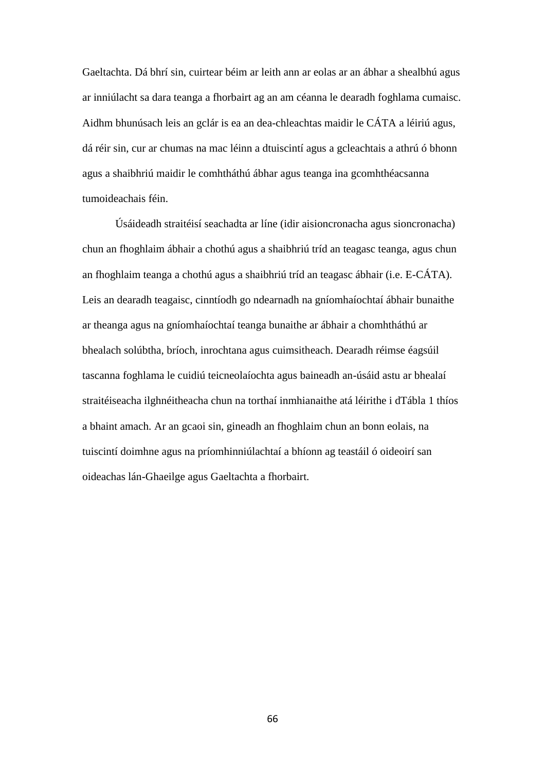Gaeltachta. Dá bhrí sin, cuirtear béim ar leith ann ar eolas ar an ábhar a shealbhú agus ar inniúlacht sa dara teanga a fhorbairt ag an am céanna le dearadh foghlama cumaisc. Aidhm bhunúsach leis an gclár is ea an dea-chleachtas maidir le CÁTA a léiriú agus, dá réir sin, cur ar chumas na mac léinn a dtuiscintí agus a gcleachtais a athrú ó bhonn agus a shaibhriú maidir le comhtháthú ábhar agus teanga ina gcomhthéacsanna tumoideachais féin.

Úsáideadh straitéisí seachadta ar líne (idir aisioncronacha agus sioncronacha) chun an fhoghlaim ábhair a chothú agus a shaibhriú tríd an teagasc teanga, agus chun an fhoghlaim teanga a chothú agus a shaibhriú tríd an teagasc ábhair (i.e. E-CÁTA). Leis an dearadh teagaisc, cinntíodh go ndearnadh na gníomhaíochtaí ábhair bunaithe ar theanga agus na gníomhaíochtaí teanga bunaithe ar ábhair a chomhtháthú ar bhealach solúbtha, bríoch, inrochtana agus cuimsitheach. Dearadh réimse éagsúil tascanna foghlama le cuidiú teicneolaíochta agus baineadh an-úsáid astu ar bhealaí straitéiseacha ilghnéitheacha chun na torthaí inmhianaithe atá léirithe i dTábla 1 thíos a bhaint amach. Ar an gcaoi sin, gineadh an fhoghlaim chun an bonn eolais, na tuiscintí doimhne agus na príomhinniúlachtaí a bhíonn ag teastáil ó oideoirí san oideachas lán-Ghaeilge agus Gaeltachta a fhorbairt.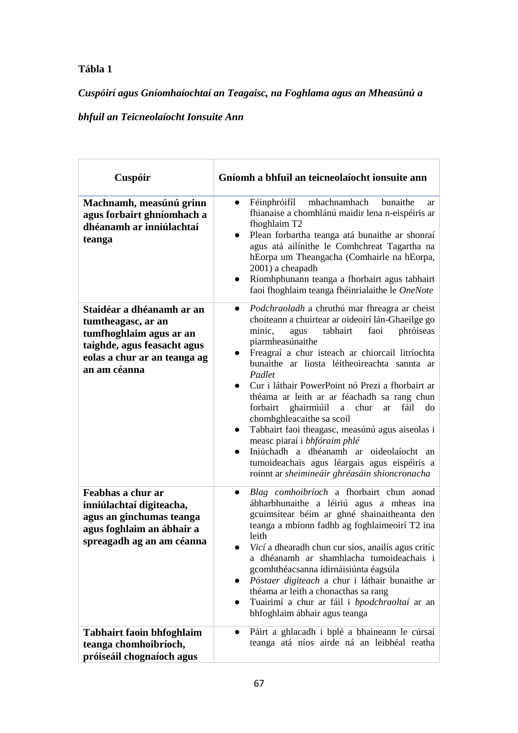**Tábla 1**

*Cuspóirí agus Gníomhaíochtaí an Teagaisc, na Foghlama agus an Mheasúnú a bhfuil an Teicneolaíocht Ionsuite Ann*

| Cuspóir | Gníomh a bhfuil an teicneolaíocht ionsuite ann |
|---|---|
| **Machnamh, measúnú grinn agus forbairt ghníomhach a dhéanamh ar inniúlachtaí teanga** | • Féinphróifíl mhachnamhach bunaithe ar fhianaise a chomhlánú maidir lena n-eispéiris ar fhoghlaim T2<br>• Plean forbartha teanga atá bunaithe ar shonraí agus atá ailínithe le Comhchreat Tagartha na hEorpa um Theangacha (Comhairle na hEorpa, 2001) a cheapadh<br>• Ríomhphunann teanga a fhorbairt agus tabhairt faoi fhoghlaim teanga fhéinrialaithe le *OneNote* |
| **Staidéar a dhéanamh ar an tumtheagasc, ar an tumfhoghlaim agus ar an taighde, agus feasacht agus eolas a chur ar an teanga ag an am céanna** | • *Podchraoladh* a chruthú mar fhreagra ar cheist choiteann a chuirtear ar oideoirí lán-Ghaeilge go minic, agus tabhairt faoi phróiseas piarmheasúnaithe<br>• Freagraí a chur isteach ar chiorcail litríochta bunaithe ar liosta léitheoireachta sannta ar *Padlet*<br>• Cur i láthair PowerPoint nó Prezi a fhorbairt ar théama ar leith ar ar féachadh sa rang chun forbairt ghairmiúil a chur ar fáil do chomhghleacaithe sa scoil<br>• Tabhairt faoi theagasc, measúnú agus aiseolas i measc piaraí i *bhfóraim phlé*<br>• Iniúchadh a dhéanamh ar oideolaíocht an tumoideachais agus léargais agus eispéiris a roinnt ar *sheimineáir ghréasáin shioncronacha* |
| **Feabhas a chur ar inniúlachtaí digiteacha, agus an ginchumas teanga agus foghlaim an ábhair a spreagadh ag an am céanna** | • *Blag comhoibríoch* a fhorbairt chun aonad ábharbhunaithe a léiriú agus a mheas ina gcuimsítear béim ar ghné shainaitheanta den teanga a mbíonn fadhb ag foghlaimeoirí T2 ina leith<br>• *Vicí* a dhearadh chun cur síos, anailís agus critíc a dhéanamh ar shamhlacha tumoideachais i gcomhthéacsanna idirnáisiúnta éagsúla<br>• *Póstaer digiteach* a chur i láthair bunaithe ar théama ar leith a chonacthas sa rang<br>• Tuairimí a chur ar fáil i *bpodchraoltaí* ar an bhfoghlaim ábhair agus teanga |
| **Tabhairt faoin bhfoghlaim teanga chomhoibríoch, próiseáil chognaíoch agus** | • Páirt a ghlacadh i bplé a bhaineann le cúrsaí teanga atá níos airde ná an leibhéal reatha |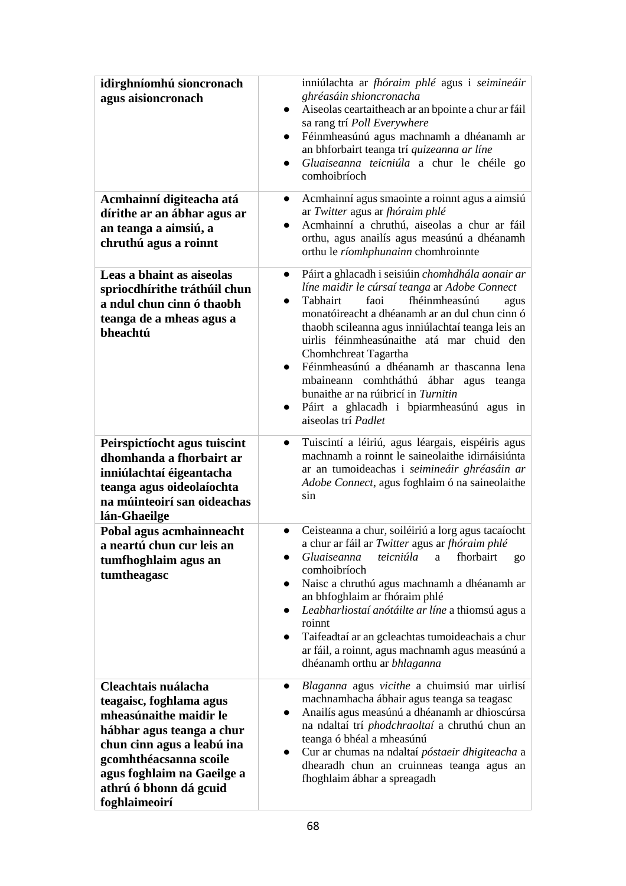| | |
|---|---|
| **idirghníomhú sioncronach agus aisioncronach** | inniúlachta ar *fhóraim phlé* agus i *seimineáir ghréasáin shioncronacha*<br>● Aiseolas ceartaitheach ar an bpointe a chur ar fáil sa rang trí *Poll Everywhere*<br>● Féinmheasúnú agus machnamh a dhéanamh ar an bhforbairt teanga trí *quizeanna ar líne*<br>● *Gluaiseanna teicniúla* a chur le chéile go comhoibríoch |
| **Acmhainní digiteacha atá dírithe ar an ábhar agus ar an teanga a aimsiú, a chruthú agus a roinnt** | ● Acmhainní agus smaointe a roinnt agus a aimsiú ar *Twitter* agus ar *fhóraim phlé*<br>● Acmhainní a chruthú, aiseolas a chur ar fáil orthu, agus anailís agus measúnú a dhéanamh orthu le *ríomhphunainn* chomhroinnte |
| **Leas a bhaint as aiseolas spriocdhírithe tráthúil chun a ndul chun cinn ó thaobh teanga de a mheas agus a bheachtú** | ● Páirt a ghlacadh i seisiúin *chomhdhála aonair ar líne maidir le cúrsaí teanga* ar *Adobe Connect*<br>● Tabhairt faoi fhéinmheasúnú agus monatóireacht a dhéanamh ar an dul chun cinn ó thaobh scileanna agus inniúlachtaí teanga leis an uirlis féinmheasúnaithe atá mar chuid den Chomhchreat Tagartha<br>● Féinmheasúnú a dhéanamh ar thascanna lena mbaineann comhtháthú ábhar agus teanga bunaithe ar na rúibricí in *Turnitin*<br>● Páirt a ghlacadh i bpiarmheasúnú agus in aiseolas trí *Padlet* |
| **Peirspictíocht agus tuiscint dhomhanda a fhorbairt ar inniúlachtaí éigeantacha teanga agus oideolaíochta na múinteoirí san oideachas lán-Ghaeilge** | ● Tuiscintí a léiriú, agus léargais, eispéiris agus machnamh a roinnt le saineolaithe idirnáisiúnta ar an tumoideachas i *seimineáir ghréasáin ar Adobe Connect*, agus foghlaim ó na saineolaithe sin |
| **Pobal agus acmhainneacht a neartú chun cur leis an tumfhoghlaim agus an tumtheagasc** | ● Ceisteanna a chur, soiléiriú a lorg agus tacaíocht a chur ar fáil ar *Twitter* agus ar *fhóraim phlé*<br>● *Gluaiseanna teicniúla* a fhorbairt go comhoibríoch<br>● Naisc a chruthú agus machnamh a dhéanamh ar an bhfoghlaim ar fhóraim phlé<br>● *Leabharliostaí anótáilte ar líne* a thiomsú agus a roinnt<br>● Taifeadtaí ar an gcleachtas tumoideachais a chur ar fáil, a roinnt, agus machnamh agus measúnú a dhéanamh orthu ar *bhlaganna* |
| **Cleachtais nuálacha teagaisc, foghlama agus mheasúnaithe maidir le hábhar agus teanga a chur chun cinn agus a leabú ina gcomhthéacsanna scoile agus foghlaim na Gaeilge a athrú ó bhonn dá gcuid foghlaimeoirí** | ● *Blaganna* agus *vicithe* a chuimsiú mar uirlisí machnamhacha ábhair agus teanga sa teagasc<br>● Anailís agus measúnú a dhéanamh ar dhioscúrsa na ndaltaí trí *phodchraoltaí* a chruthú chun an teanga ó bhéal a mheasúnú<br>● Cur ar chumas na ndaltaí *póstaeir dhigiteacha* a dhearadh chun an cruinneas teanga agus an fhoghlaim ábhar a spreagadh |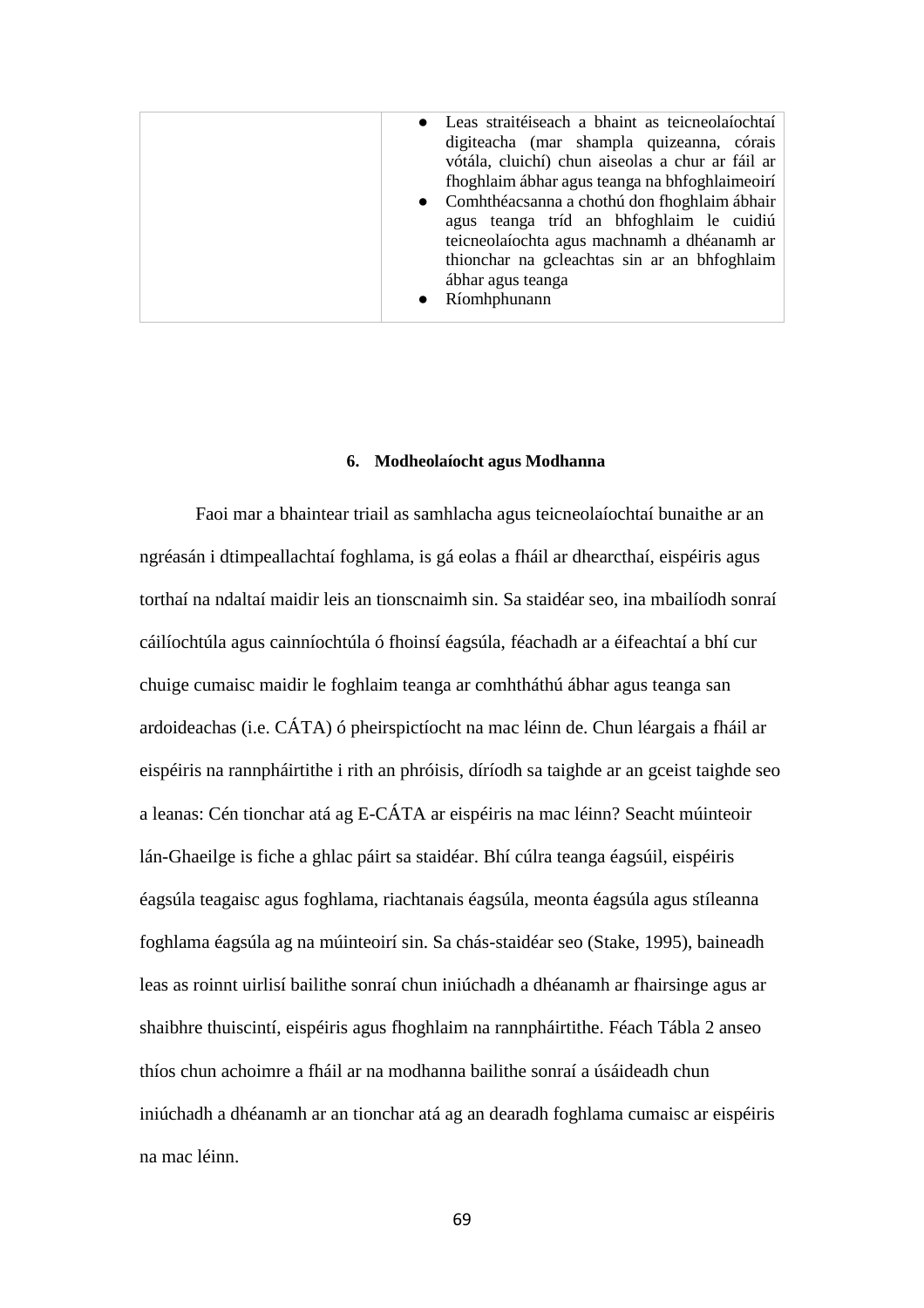| | |
|---|---|
| | • Leas straitéiseach a bhaint as teicneolaíochtaí digiteacha (mar shampla quizeanna, córais vótála, cluichí) chun aiseolas a chur ar fáil ar fhoghlaim ábhar agus teanga na bhfoghlaimeoirí<br>• Comhthéacsanna a chothú don fhoghlaim ábhair agus teanga tríd an bhfoghlaim le cuidiú teicneolaíochta agus machnamh a dhéanamh ar thionchar na gcleachtas sin ar an bhfoghlaim ábhar agus teanga<br>• Ríomhphunann |

## 6. Modheolaíocht agus Modhanna

Faoi mar a bhaintear triail as samhlacha agus teicneolaíochtaí bunaithe ar an ngréasán i dtimpeallachtaí foghlama, is gá eolas a fháil ar dhearcthaí, eispéiris agus torthaí na ndaltaí maidir leis an tionscnaimh sin. Sa staidéar seo, ina mbailíodh sonraí cáilíochtúla agus cainníochtúla ó fhoinsí éagsúla, féachadh ar a éifeachtaí a bhí cur chuige cumaisc maidir le foghlaim teanga ar comhtháthú ábhar agus teanga san ardoideachas (i.e. CÁTA) ó pheirspictíocht na mac léinn de. Chun léargais a fháil ar eispéiris na rannpháirtithe i rith an phróisis, díríodh sa taighde ar an gceist taighde seo a leanas: Cén tionchar atá ag E-CÁTA ar eispéiris na mac léinn? Seacht múinteoir lán-Ghaeilge is fiche a ghlac páirt sa staidéar. Bhí cúlra teanga éagsúil, eispéiris éagsúla teagaisc agus foghlama, riachtanais éagsúla, meonta éagsúla agus stíleanna foghlama éagsúla ag na múinteoirí sin. Sa chás-staidéar seo (Stake, 1995), baineadh leas as roinnt uirlisí bailithe sonraí chun iniúchadh a dhéanamh ar fhairsinge agus ar shaibhre thuiscintí, eispéiris agus fhoghlaim na rannpháirtithe. Féach Tábla 2 anseo thíos chun achoimre a fháil ar na modhanna bailithe sonraí a úsáideadh chun iniúchadh a dhéanamh ar an tionchar atá ag an dearadh foghlama cumaisc ar eispéiris na mac léinn.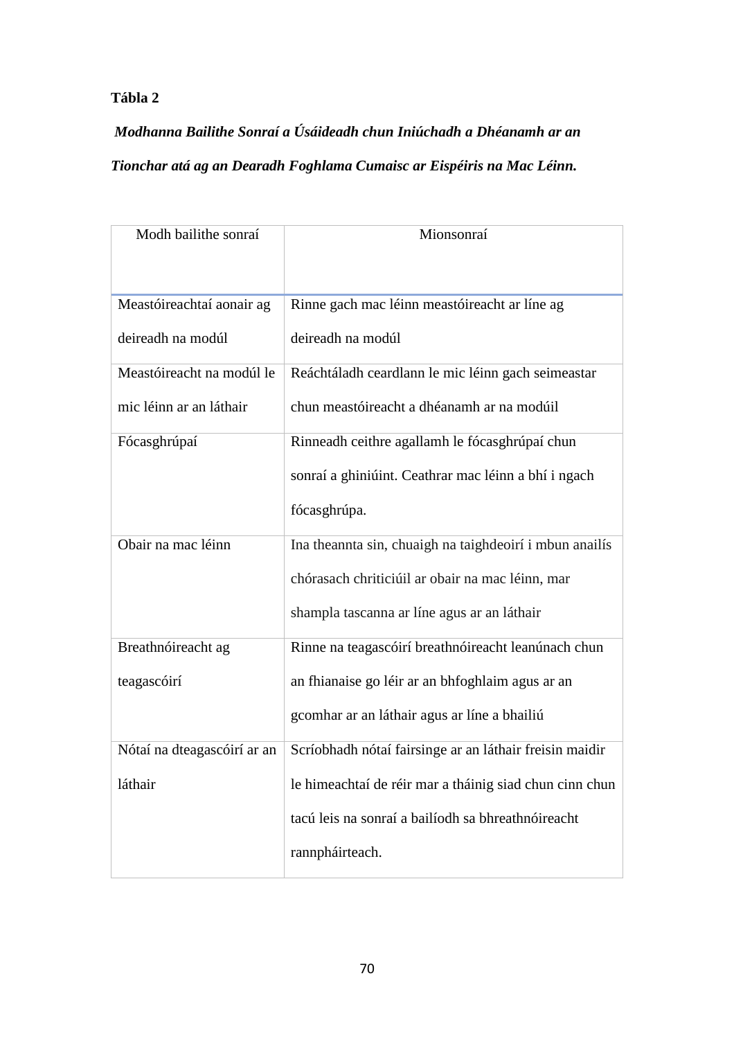**Tábla 2**

***Modhanna Bailithe Sonraí a Úsáideadh chun Iniúchadh a Dhéanamh ar an Tionchar atá ag an Dearadh Foghlama Cumaisc ar Eispéiris na Mac Léinn.***

| Modh bailithe sonraí | Mionsonraí |
|---|---|
| Meastóireachtaí aonair ag deireadh na modúl | Rinne gach mac léinn meastóireacht ar líne ag deireadh na modúl |
| Meastóireacht na modúl le mic léinn ar an láthair | Reáchtáladh ceardlann le mic léinn gach seimeastar chun meastóireacht a dhéanamh ar na modúil |
| Fócasghrúpaí | Rinneadh ceithre agallamh le fócasghrúpaí chun sonraí a ghiniúint. Ceathrar mac léinn a bhí i ngach fócasghrúpa. |
| Obair na mac léinn | Ina theannta sin, chuaigh na taighdeoirí i mbun anailís chórasach chriticiúil ar obair na mac léinn, mar shampla tascanna ar líne agus ar an láthair |
| Breathnóireacht ag teagascóirí | Rinne na teagascóirí breathnóireacht leanúnach chun an fhianaise go léir ar an bhfoghlaim agus ar an gcomhar ar an láthair agus ar líne a bhailiú |
| Nótaí na dteagascóirí ar an láthair | Scríobhadh nótaí fairsinge ar an láthair freisin maidir le himeachtaí de réir mar a tháinig siad chun cinn chun tacú leis na sonraí a bailíodh sa bhreathnóireacht rannpháirteach. |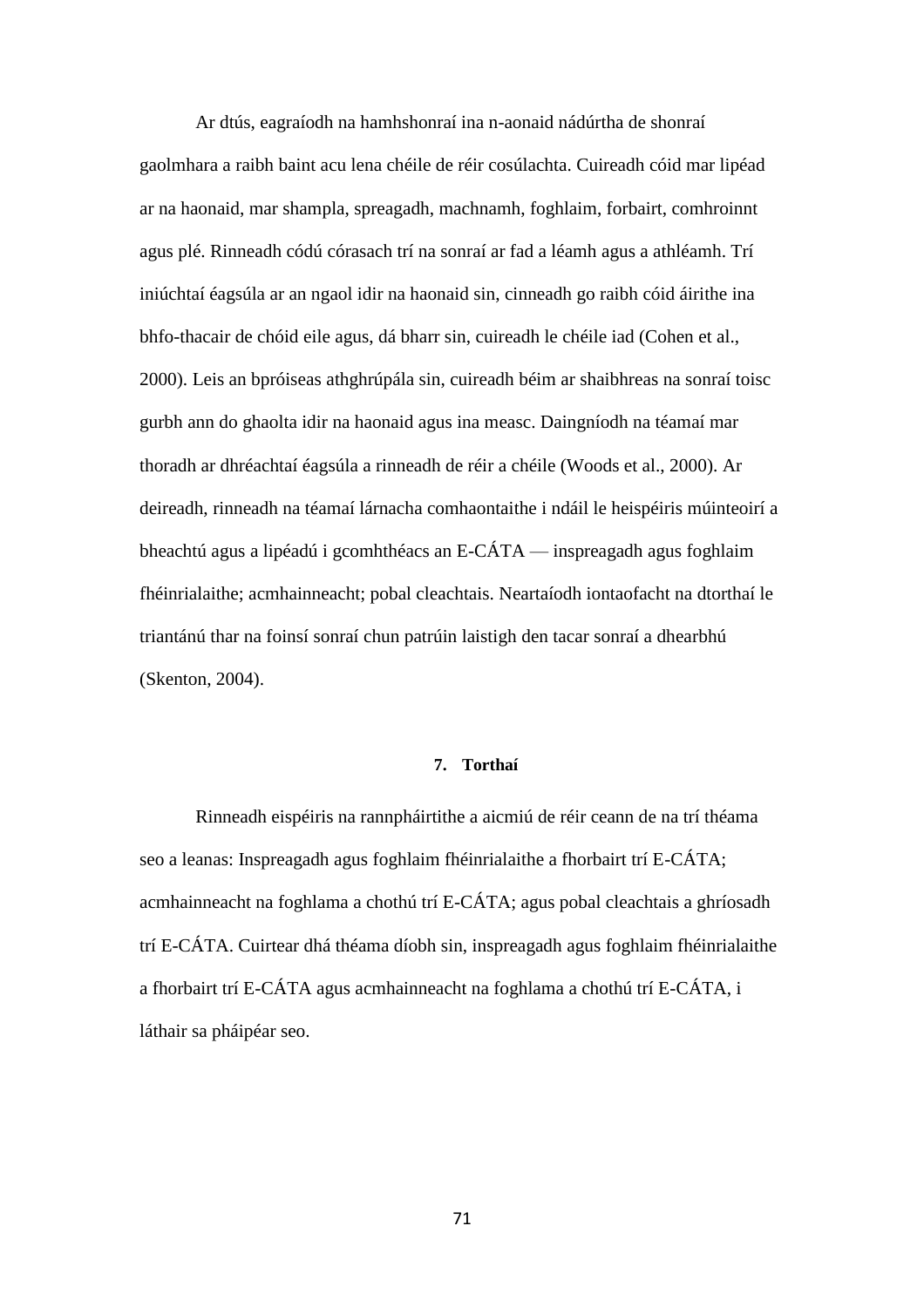Ar dtús, eagraíodh na hamhshonraí ina n-aonaid nádúrtha de shonraí gaolmhara a raibh baint acu lena chéile de réir cosúlachta. Cuireadh cóid mar lipéad ar na haonaid, mar shampla, spreagadh, machnamh, foghlaim, forbairt, comhroinnt agus plé. Rinneadh códú córasach trí na sonraí ar fad a léamh agus a athléamh. Trí iniúchtaí éagsúla ar an ngaol idir na haonaid sin, cinneadh go raibh cóid áirithe ina bhfo-thacair de chóid eile agus, dá bharr sin, cuireadh le chéile iad (Cohen et al., 2000). Leis an bpróiseas athghrúpála sin, cuireadh béim ar shaibhreas na sonraí toisc gurbh ann do ghaolta idir na haonaid agus ina measc. Daingníodh na téamaí mar thoradh ar dhréachtaí éagsúla a rinneadh de réir a chéile (Woods et al., 2000). Ar deireadh, rinneadh na téamaí lárnacha comhaontaithe i ndáil le heispéiris múinteoirí a bheachtú agus a lipéadú i gcomhthéacs an E-CÁTA — inspreagadh agus foghlaim fhéinrialaithe; acmhainneacht; pobal cleachtais. Neartaíodh iontaofacht na dtorthaí le triantánú thar na foinsí sonraí chun patrúin laistigh den tacar sonraí a dhearbhú (Skenton, 2004).

## 7. Torthaí

Rinneadh eispéiris na rannpháirtithe a aicmiú de réir ceann de na trí théama seo a leanas: Inspreagadh agus foghlaim fhéinrialaithe a fhorbairt trí E-CÁTA; acmhainneacht na foghlama a chothú trí E-CÁTA; agus pobal cleachtais a ghríosadh trí E-CÁTA. Cuirtear dhá théama díobh sin, inspreagadh agus foghlaim fhéinrialaithe a fhorbairt trí E-CÁTA agus acmhainneacht na foghlama a chothú trí E-CÁTA, i láthair sa pháipéar seo.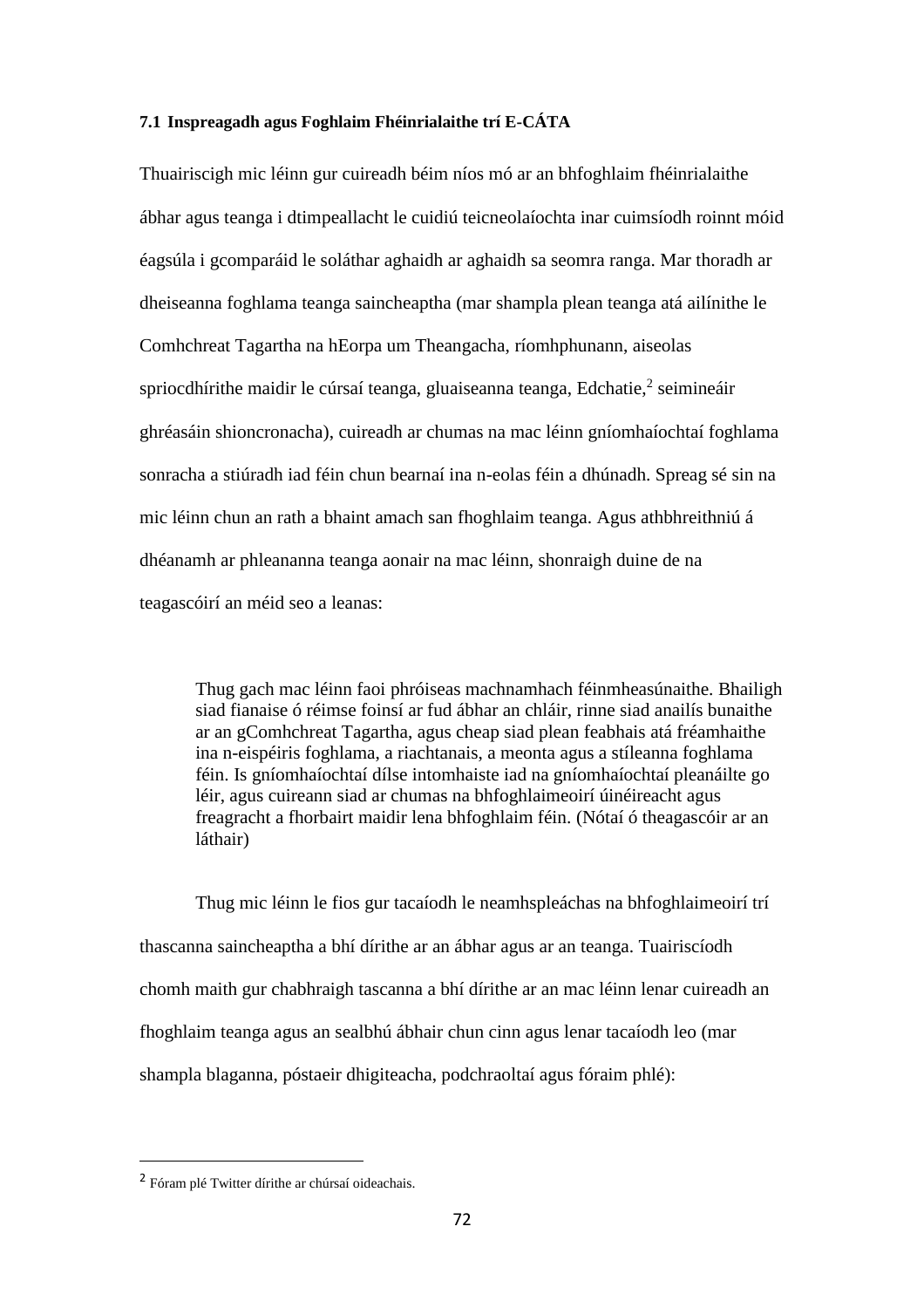### 7.1 Inspreagadh agus Foghlaim Fhéinrialaithe trí E-CÁTA

Thuairiscigh mic léinn gur cuireadh béim níos mó ar an bhfoghlaim fhéinrialaithe ábhar agus teanga i dtimpeallacht le cuidiú teicneolaíochta inar cuimsíodh roinnt móid éagsúla i gcomparáid le soláthar aghaidh ar aghaidh sa seomra ranga. Mar thoradh ar dheiseanna foghlama teanga saincheaptha (mar shampla plean teanga atá ailínithe le Comhchreat Tagartha na hEorpa um Theangacha, ríomhphunann, aiseolas spriocdhírithe maidir le cúrsaí teanga, gluaiseanna teanga, Edchatie,[2] seimineáir ghréasáin shioncronacha), cuireadh ar chumas na mac léinn gníomhaíochtaí foghlama sonracha a stiúradh iad féin chun bearnaí ina n-eolas féin a dhúnadh. Spreag sé sin na mic léinn chun an rath a bhaint amach san fhoghlaim teanga. Agus athbhreithniú á dhéanamh ar phleananna teanga aonair na mac léinn, shonraigh duine de na teagascóirí an méid seo a leanas:

> Thug gach mac léinn faoi phróiseas machnamhach féinmheasúnaithe. Bhailigh siad fianaise ó réimse foinsí ar fud ábhar an chláir, rinne siad anailís bunaithe ar an gComhchreat Tagartha, agus cheap siad plean feabhais atá fréamhaithe ina n-eispéiris foghlama, a riachtanais, a meonta agus a stíleanna foghlama féin. Is gníomhaíochtaí dílse intomhaiste iad na gníomhaíochtaí pleanáilte go léir, agus cuireann siad ar chumas na bhfoghlaimeoirí úinéireacht agus freagracht a fhorbairt maidir lena bhfoghlaim féin. (Nótaí ó theagascóir ar an láthair)

Thug mic léinn le fios gur tacaíodh le neamhspleáchas na bhfoghlaimeoirí trí thascanna saincheaptha a bhí dírithe ar an ábhar agus ar an teanga. Tuairiscíodh chomh maith gur chabhraigh tascanna a bhí dírithe ar an mac léinn lenar cuireadh an fhoghlaim teanga agus an sealbhú ábhair chun cinn agus lenar tacaíodh leo (mar shampla blaganna, póstaeir dhigiteacha, podchraoltaí agus fóraim phlé):

---

[2] Fóram plé Twitter dírithe ar chúrsaí oideachais.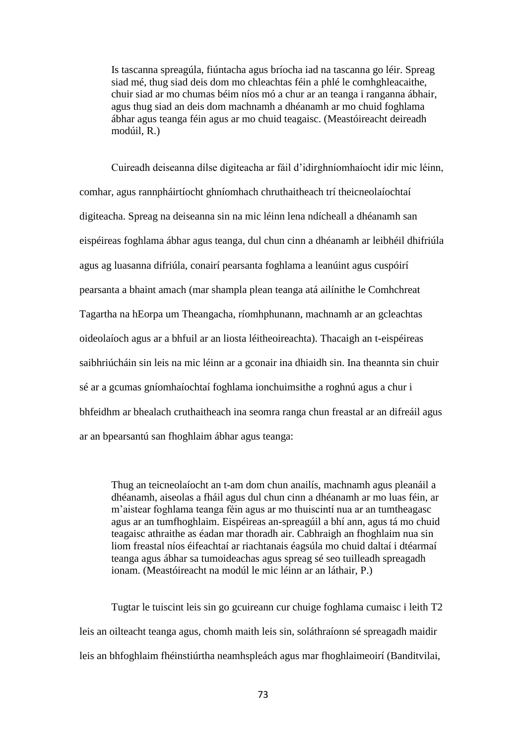> Is tascanna spreagúla, fiúntacha agus bríocha iad na tascanna go léir. Spreag siad mé, thug siad deis dom mo chleachtas féin a phlé le comhghleacaithe, chuir siad ar mo chumas béim níos mó a chur ar an teanga i ranganna ábhair, agus thug siad an deis dom machnamh a dhéanamh ar mo chuid foghlama ábhar agus teanga féin agus ar mo chuid teagaisc. (Meastóireacht deireadh modúil, R.)

Cuireadh deiseanna dílse digiteacha ar fáil d'idirghníomhaíocht idir mic léinn, comhar, agus rannpháirtíocht ghníomhach chruthaitheach trí theicneolaíochtaí digiteacha. Spreag na deiseanna sin na mic léinn lena ndícheall a dhéanamh san eispéireas foghlama ábhar agus teanga, dul chun cinn a dhéanamh ar leibhéil dhifriúla agus ag luasanna difriúla, conairí pearsanta foghlama a leanúint agus cuspóirí pearsanta a bhaint amach (mar shampla plean teanga atá ailínithe le Comhchreat Tagartha na hEorpa um Theangacha, ríomhphunann, machnamh ar an gcleachtas oideolaíoch agus ar a bhfuil ar an liosta léitheoireachta). Thacaigh an t-eispéireas saibhriúcháin sin leis na mic léinn ar a gconair ina dhiaidh sin. Ina theannta sin chuir sé ar a gcumas gníomhaíochtaí foghlama ionchuimsithe a roghnú agus a chur i bhfeidhm ar bhealach cruthaitheach ina seomra ranga chun freastal ar an difreáil agus ar an bpearsantú san fhoghlaim ábhar agus teanga:

> Thug an teicneolaíocht an t-am dom chun anailís, machnamh agus pleanáil a dhéanamh, aiseolas a fháil agus dul chun cinn a dhéanamh ar mo luas féin, ar m'aistear foghlama teanga féin agus ar mo thuiscintí nua ar an tumtheagasc agus ar an tumfhoghlaim. Eispéireas an-spreagúil a bhí ann, agus tá mo chuid teagaisc athraithe as éadan mar thoradh air. Cabhraigh an fhoghlaim nua sin liom freastal níos éifeachtaí ar riachtanais éagsúla mo chuid daltaí i dtéarmaí teanga agus ábhar sa tumoideachas agus spreag sé seo tuilleadh spreagadh ionam. (Meastóireacht na modúl le mic léinn ar an láthair, P.)

Tugtar le tuiscint leis sin go gcuireann cur chuige foghlama cumaisc i leith T2 leis an oilteacht teanga agus, chomh maith leis sin, soláthraíonn sé spreagadh maidir leis an bhfoghlaim fhéinstiúrtha neamhspleách agus mar fhoghlaimeoirí (Banditvilai,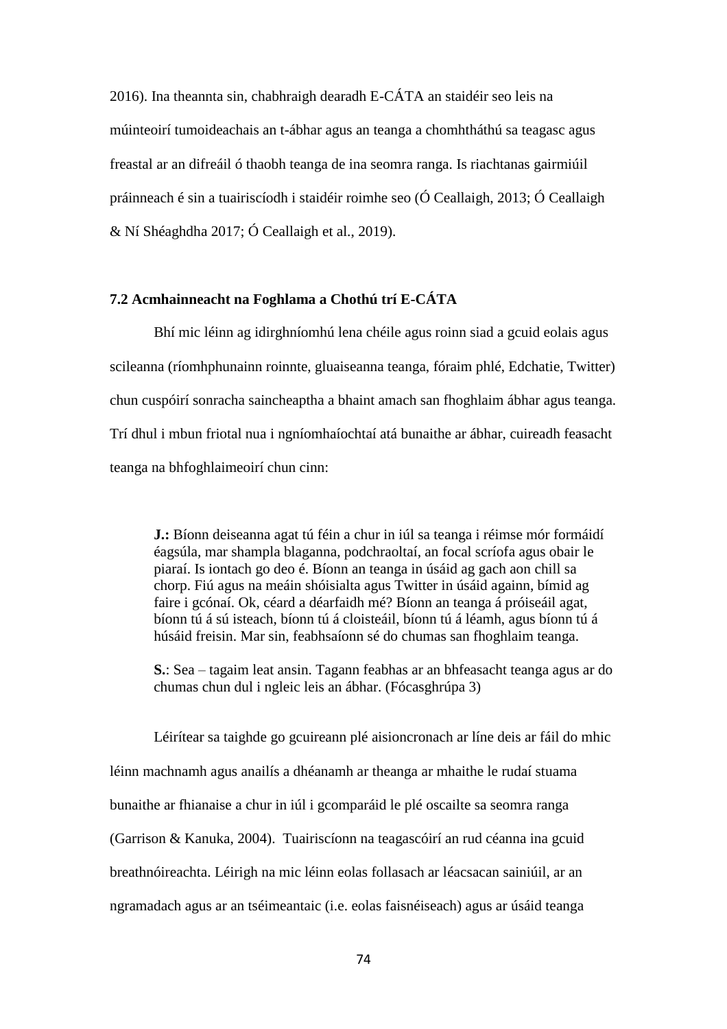2016). Ina theannta sin, chabhraigh dearadh E-CÁTA an staidéir seo leis na múinteoirí tumoideachais an t-ábhar agus an teanga a chomhtháthú sa teagasc agus freastal ar an difreáil ó thaobh teanga de ina seomra ranga. Is riachtanas gairmiúil práinneach é sin a tuairiscíodh i staidéir roimhe seo (Ó Ceallaigh, 2013; Ó Ceallaigh & Ní Shéaghdha 2017; Ó Ceallaigh et al., 2019).

### 7.2 Acmhainneacht na Foghlama a Chothú trí E-CÁTA

Bhí mic léinn ag idirghníomhú lena chéile agus roinn siad a gcuid eolais agus scileanna (ríomhphunainn roinnte, gluaiseanna teanga, fóraim phlé, Edchatie, Twitter) chun cuspóirí sonracha saincheaptha a bhaint amach san fhoghlaim ábhar agus teanga. Trí dhul i mbun friotal nua i ngníomhaíochtaí atá bunaithe ar ábhar, cuireadh feasacht teanga na bhfoghlaimeoirí chun cinn:

> **J.:** Bíonn deiseanna agat tú féin a chur in iúl sa teanga i réimse mór formáidí éagsúla, mar shampla blaganna, podchraoltaí, an focal scríofa agus obair le piaraí. Is iontach go deo é. Bíonn an teanga in úsáid ag gach aon chill sa chorp. Fiú agus na meáin shóisialta agus Twitter in úsáid againn, bímid ag faire i gcónaí. Ok, céard a déarfaidh mé? Bíonn an teanga á próiseáil agat, bíonn tú á sú isteach, bíonn tú á cloisteáil, bíonn tú á léamh, agus bíonn tú á húsáid freisin. Mar sin, feabhsaíonn sé do chumas san fhoghlaim teanga.
>
> **S.**: Sea – tagaim leat ansin. Tagann feabhas ar an bhfeasacht teanga agus ar do chumas chun dul i ngleic leis an ábhar. (Fócasghrúpa 3)

Léirítear sa taighde go gcuireann plé aisioncronach ar líne deis ar fáil do mhic léinn machnamh agus anailís a dhéanamh ar theanga ar mhaithe le rudaí stuama bunaithe ar fhianaise a chur in iúl i gcomparáid le plé oscailte sa seomra ranga (Garrison & Kanuka, 2004). Tuairiscíonn na teagascóirí an rud céanna ina gcuid breathnóireachta. Léirigh na mic léinn eolas follasach ar léacsacan sainiúil, ar an ngramadach agus ar an tséimeantaic (i.e. eolas faisnéiseach) agus ar úsáid teanga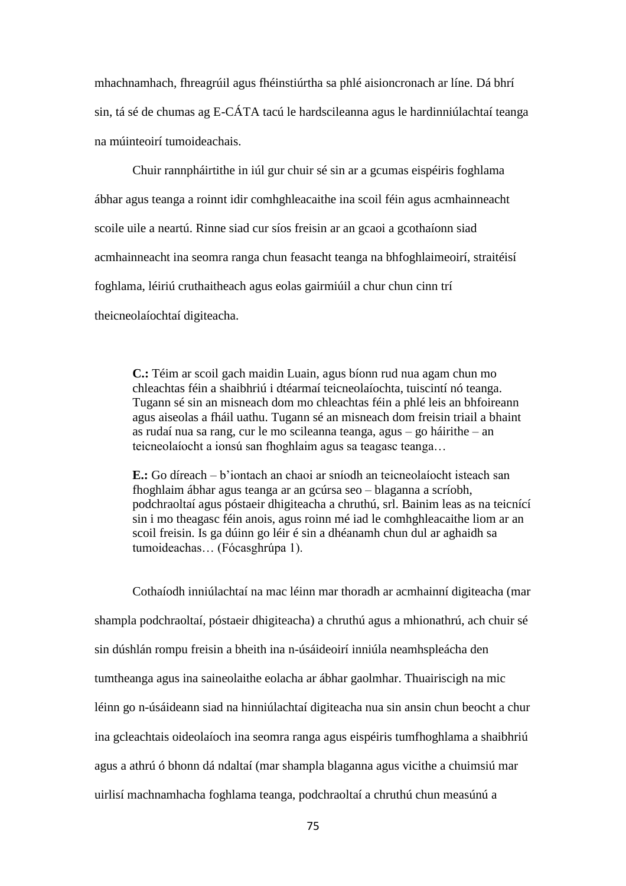mhachnamhach, fhreagrúil agus fhéinstiúrtha sa phlé aisioncronach ar líne. Dá bhrí sin, tá sé de chumas ag E-CÁTA tacú le hardscileanna agus le hardinniúlachtaí teanga na múinteoirí tumoideachais.

Chuir rannpháirtithe in iúl gur chuir sé sin ar a gcumas eispéiris foghlama ábhar agus teanga a roinnt idir comhghleacaithe ina scoil féin agus acmhainneacht scoile uile a neartú. Rinne siad cur síos freisin ar an gcaoi a gcothaíonn siad acmhainneacht ina seomra ranga chun feasacht teanga na bhfoghlaimeoirí, straitéisí foghlama, léiriú cruthaitheach agus eolas gairmiúil a chur chun cinn trí theicneolaíochtaí digiteacha.

> **C.:** Téim ar scoil gach maidin Luain, agus bíonn rud nua agam chun mo chleachtas féin a shaibhriú i dtéarmaí teicneolaíochta, tuiscintí nó teanga. Tugann sé sin an misneach dom mo chleachtas féin a phlé leis an bhfoireann agus aiseolas a fháil uathu. Tugann sé an misneach dom freisin triail a bhaint as rudaí nua sa rang, cur le mo scileanna teanga, agus – go háirithe – an teicneolaíocht a ionsú san fhoghlaim agus sa teagasc teanga…
>
> **E.:** Go díreach – b'iontach an chaoi ar sníodh an teicneolaíocht isteach san fhoghlaim ábhar agus teanga ar an gcúrsa seo – blaganna a scríobh, podchraoltaí agus póstaeir dhigiteacha a chruthú, srl. Bainim leas as na teicnící sin i mo theagasc féin anois, agus roinn mé iad le comhghleacaithe liom ar an scoil freisin. Is ga dúinn go léir é sin a dhéanamh chun dul ar aghaidh sa tumoideachas… (Fócasghrúpa 1).

Cothaíodh inniúlachtaí na mac léinn mar thoradh ar acmhainní digiteacha (mar shampla podchraoltaí, póstaeir dhigiteacha) a chruthú agus a mhionathrú, ach chuir sé sin dúshlán rompu freisin a bheith ina n-úsáideoirí inniúla neamhspleácha den tumtheanga agus ina saineolaithe eolacha ar ábhar gaolmhar. Thuairiscigh na mic léinn go n-úsáideann siad na hinniúlachtaí digiteacha nua sin ansin chun beocht a chur ina gcleachtais oideolaíoch ina seomra ranga agus eispéiris tumfhoghlama a shaibhriú agus a athrú ó bhonn dá ndaltaí (mar shampla blaganna agus vicithe a chuimsiú mar uirlisí machnamhacha foghlama teanga, podchraoltaí a chruthú chun measúnú a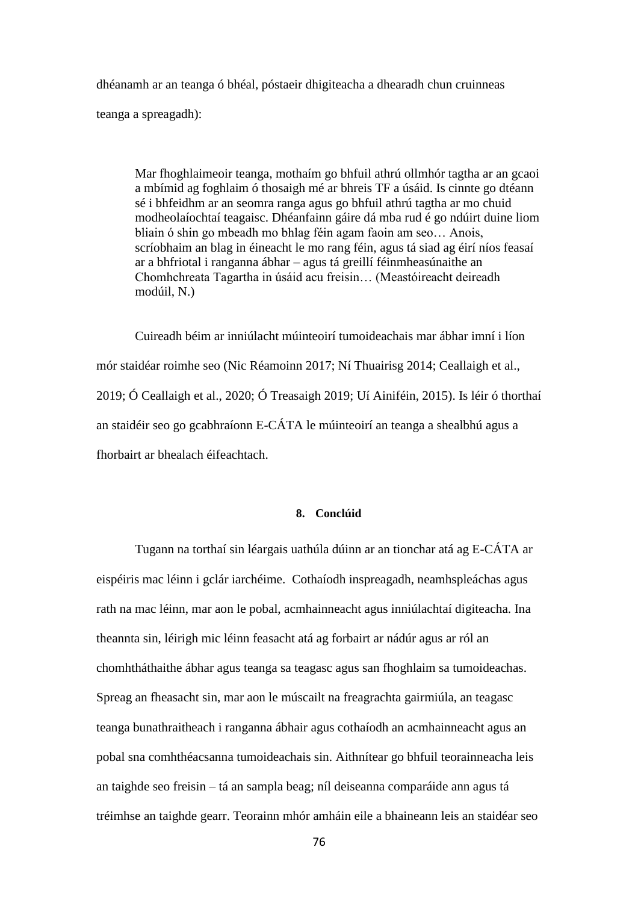dhéanamh ar an teanga ó bhéal, póstaeir dhigiteacha a dhearadh chun cruinneas teanga a spreagadh):

> Mar fhoghlaimeoir teanga, mothaím go bhfuil athrú ollmhór tagtha ar an gcaoi a mbímid ag foghlaim ó thosaigh mé ar bhreis TF a úsáid. Is cinnte go dtéann sé i bhfeidhm ar an seomra ranga agus go bhfuil athrú tagtha ar mo chuid modheolaíochtaí teagaisc. Dhéanfainn gáire dá mba rud é go ndúirt duine liom bliain ó shin go mbeadh mo bhlag féin agam faoin am seo… Anois, scríobhaim an blag in éineacht le mo rang féin, agus tá siad ag éirí níos feasaí ar a bhfriotal i ranganna ábhar – agus tá greillí féinmheasúnaithe an Chomhchreata Tagartha in úsáid acu freisin… (Meastóireacht deireadh modúil, N.)

Cuireadh béim ar inniúlacht múinteoirí tumoideachais mar ábhar imní i líon mór staidéar roimhe seo (Nic Réamoinn 2017; Ní Thuairisg 2014; Ceallaigh et al., 2019; Ó Ceallaigh et al., 2020; Ó Treasaigh 2019; Uí Ainiféin, 2015). Is léir ó thorthaí an staidéir seo go gcabhraíonn E-CÁTA le múinteoirí an teanga a shealbhú agus a fhorbairt ar bhealach éifeachtach.

## 8. Conclúid

Tugann na torthaí sin léargais uathúla dúinn ar an tionchar atá ag E-CÁTA ar eispéiris mac léinn i gclár iarchéime. Cothaíodh inspreagadh, neamhspleáchas agus rath na mac léinn, mar aon le pobal, acmhainneacht agus inniúlachtaí digiteacha. Ina theannta sin, léirigh mic léinn feasacht atá ag forbairt ar nádúr agus ar ról an chomhtháthaithe ábhar agus teanga sa teagasc agus san fhoghlaim sa tumoideachas. Spreag an fheasacht sin, mar aon le múscailt na freagrachta gairmiúla, an teagasc teanga bunathraitheach i ranganna ábhair agus cothaíodh an acmhainneacht agus an pobal sna comhthéacsanna tumoideachais sin. Aithnítear go bhfuil teorainneacha leis an taighde seo freisin – tá an sampla beag; níl deiseanna comparáide ann agus tá tréimhse an taighde gearr. Teorainn mhór amháin eile a bhaineann leis an staidéar seo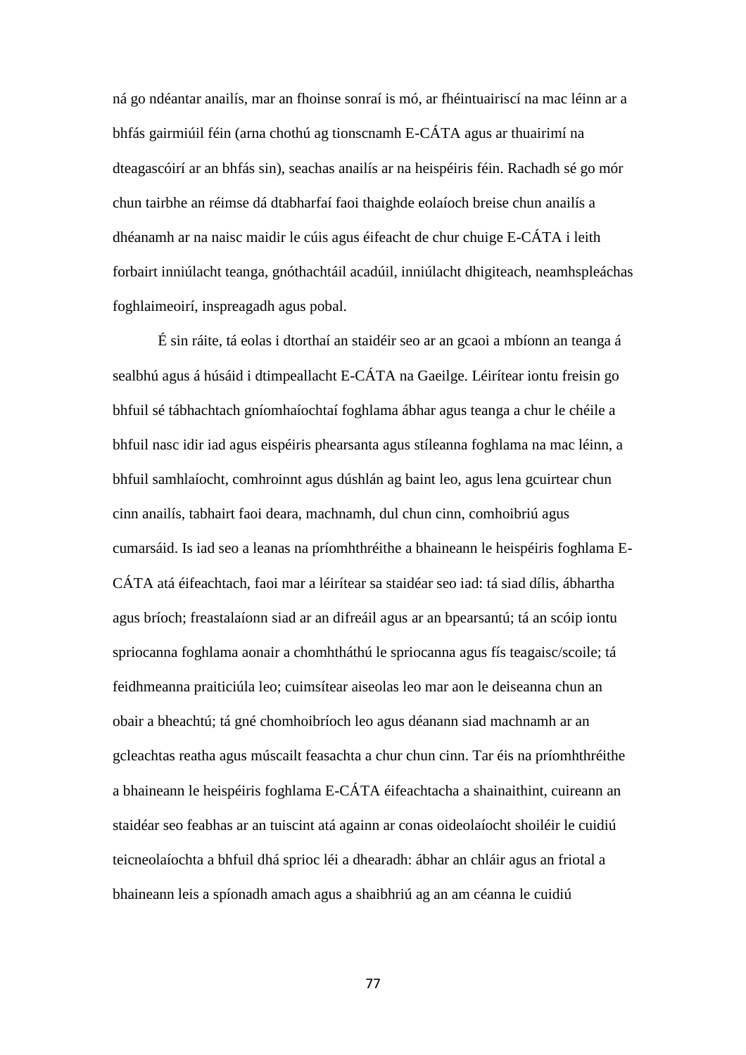ná go ndéantar anailís, mar an fhoinse sonraí is mó, ar fhéintuairiscí na mac léinn ar a bhfás gairmiúil féin (arna chothú ag tionscnamh E-CÁTA agus ar thuairimí na dteagascóirí ar an bhfás sin), seachas anailís ar na heispéiris féin. Rachadh sé go mór chun tairbhe an réimse dá dtabharfaí faoi thaighde eolaíoch breise chun anailís a dhéanamh ar na naisc maidir le cúis agus éifeacht de chur chuige E-CÁTA i leith forbairt inniúlacht teanga, gnóthachtáil acadúil, inniúlacht dhigiteach, neamhspleáchas foghlaimeoirí, inspreagadh agus pobal.

É sin ráite, tá eolas i dtorthaí an staidéir seo ar an gcaoi a mbíonn an teanga á sealbhú agus á húsáid i dtimpeallacht E-CÁTA na Gaeilge. Léirítear iontu freisin go bhfuil sé tábhachtach gníomhaíochtaí foghlama ábhar agus teanga a chur le chéile a bhfuil nasc idir iad agus eispéiris phearsanta agus stíleanna foghlama na mac léinn, a bhfuil samhlaíocht, comhroinnt agus dúshlán ag baint leo, agus lena gcuirtear chun cinn anailís, tabhairt faoi deara, machnamh, dul chun cinn, comhoibriú agus cumarsáid. Is iad seo a leanas na príomhthréithe a bhaineann le heispéiris foghlama E-CÁTA atá éifeachtach, faoi mar a léirítear sa staidéar seo iad: tá siad dílis, ábhartha agus bríoch; freastalaíonn siad ar an difreáil agus ar an bpearsantú; tá an scóip iontu spriocanna foghlama aonair a chomhtháthú le spriocanna agus fís teagaisc/scoile; tá feidhmeanna praiticiúla leo; cuimsítear aiseolas leo mar aon le deiseanna chun an obair a bheachtú; tá gné chomhoibríoch leo agus déanann siad machnamh ar an gcleachtas reatha agus múscailt feasachta a chur chun cinn. Tar éis na príomhthréithe a bhaineann le heispéiris foghlama E-CÁTA éifeachtacha a shainaithint, cuireann an staidéar seo feabhas ar an tuiscint atá againn ar conas oideolaíocht shoiléir le cuidiú teicneolaíochta a bhfuil dhá sprioc léi a dhearadh: ábhar an chláir agus an friotal a bhaineann leis a spíonadh amach agus a shaibhriú ag an am céanna le cuidiú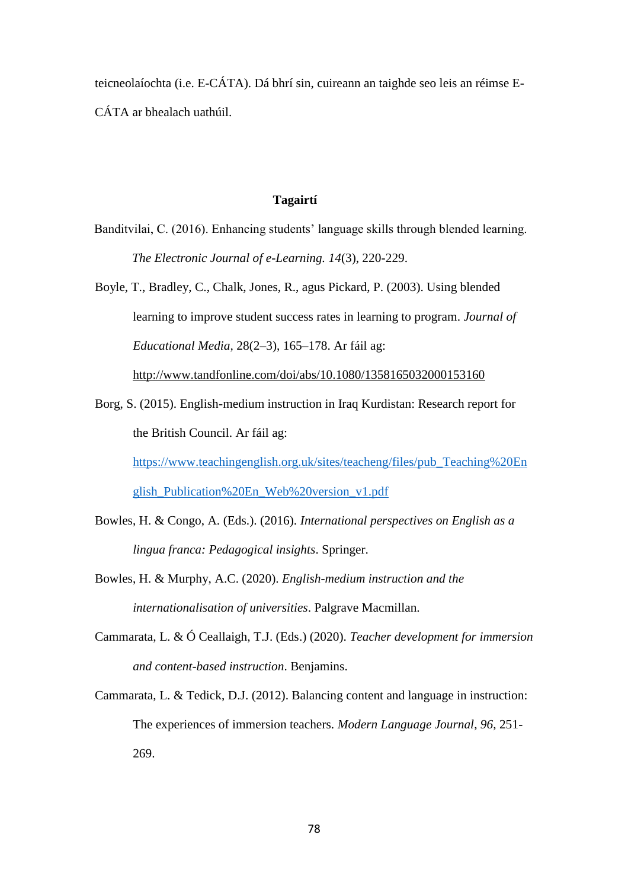teicneolaíochta (i.e. E-CÁTA). Dá bhrí sin, cuireann an taighde seo leis an réimse E-CÁTA ar bhealach uathúil.

## Tagairtí

Banditvilai, C. (2016). Enhancing students' language skills through blended learning. *The Electronic Journal of e-Learning. 14*(3), 220-229.

Boyle, T., Bradley, C., Chalk, Jones, R., agus Pickard, P. (2003). Using blended learning to improve student success rates in learning to program. *Journal of Educational Media*, 28(2–3), 165–178. Ar fáil ag: http://www.tandfonline.com/doi/abs/10.1080/1358165032000153160

Borg, S. (2015). English-medium instruction in Iraq Kurdistan: Research report for the British Council. Ar fáil ag: https://www.teachingenglish.org.uk/sites/teacheng/files/pub_Teaching%20English_Publication%20En_Web%20version_v1.pdf

Bowles, H. & Congo, A. (Eds.). (2016). *International perspectives on English as a lingua franca: Pedagogical insights*. Springer.

Bowles, H. & Murphy, A.C. (2020). *English-medium instruction and the internationalisation of universities*. Palgrave Macmillan.

Cammarata, L. & Ó Ceallaigh, T.J. (Eds.) (2020). *Teacher development for immersion and content-based instruction*. Benjamins.

Cammarata, L. & Tedick, D.J. (2012). Balancing content and language in instruction: The experiences of immersion teachers. *Modern Language Journal*, *96*, 251-269.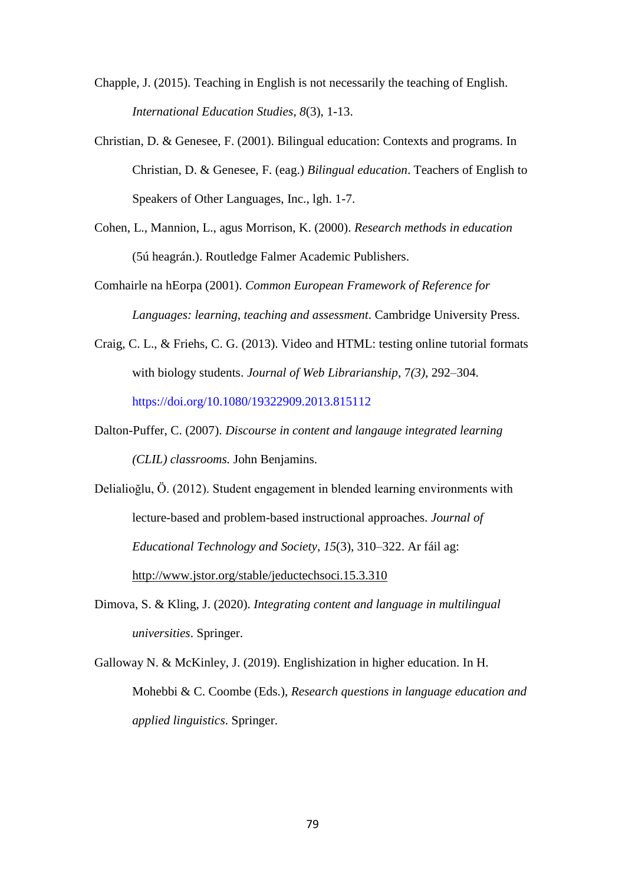Chapple, J. (2015). Teaching in English is not necessarily the teaching of English. *International Education Studies*, *8*(3), 1-13.

Christian, D. & Genesee, F. (2001). Bilingual education: Contexts and programs. In Christian, D. & Genesee, F. (eag.) *Bilingual education*. Teachers of English to Speakers of Other Languages, Inc., lgh. 1-7.

Cohen, L., Mannion, L., agus Morrison, K. (2000). *Research methods in education* (5ú heagrán.). Routledge Falmer Academic Publishers.

Comhairle na hEorpa (2001). *Common European Framework of Reference for Languages: learning, teaching and assessment*. Cambridge University Press.

Craig, C. L., & Friehs, C. G. (2013). Video and HTML: testing online tutorial formats with biology students. *Journal of Web Librarianship*, 7*(3)*, 292–304. https://doi.org/10.1080/19322909.2013.815112

Dalton-Puffer, C. (2007). *Discourse in content and langauge integrated learning (CLIL) classrooms.* John Benjamins.

Delialioğlu, Ö. (2012). Student engagement in blended learning environments with lecture-based and problem-based instructional approaches. *Journal of Educational Technology and Society*, *15*(3), 310–322. Ar fáil ag: http://www.jstor.org/stable/jeductechsoci.15.3.310

Dimova, S. & Kling, J. (2020). *Integrating content and language in multilingual universities*. Springer.

Galloway N. & McKinley, J. (2019). Englishization in higher education. In H. Mohebbi & C. Coombe (Eds.), *Research questions in language education and applied linguistics*. Springer.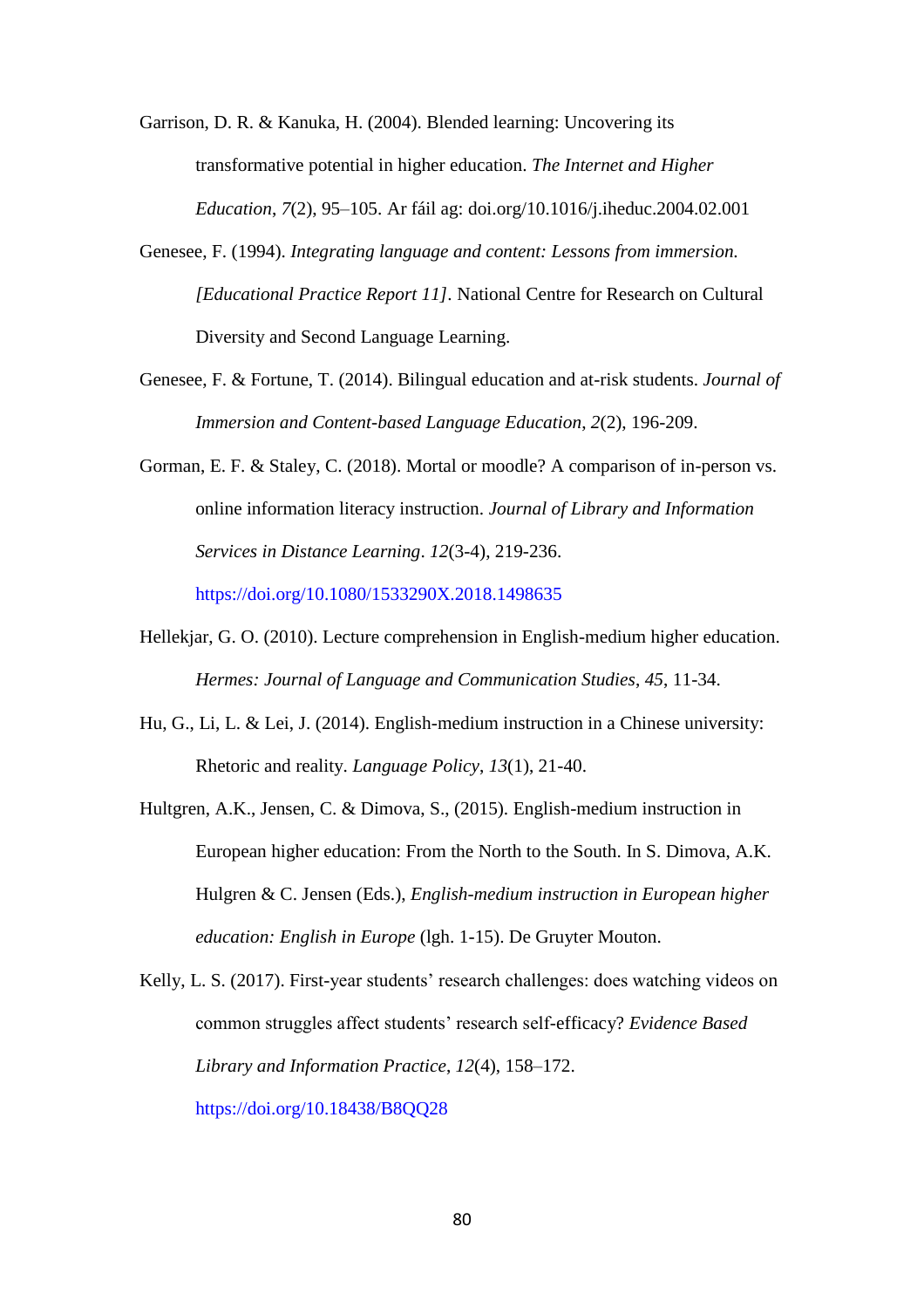Garrison, D. R. & Kanuka, H. (2004). Blended learning: Uncovering its transformative potential in higher education. *The Internet and Higher Education*, *7*(2), 95–105. Ar fáil ag: doi.org/10.1016/j.iheduc.2004.02.001

Genesee, F. (1994). *Integrating language and content: Lessons from immersion. [Educational Practice Report 11]*. National Centre for Research on Cultural Diversity and Second Language Learning.

Genesee, F. & Fortune, T. (2014). Bilingual education and at-risk students. *Journal of Immersion and Content-based Language Education*, *2*(2), 196-209.

Gorman, E. F. & Staley, C. (2018). Mortal or moodle? A comparison of in-person vs. online information literacy instruction. *Journal of Library and Information Services in Distance Learning*. *12*(3-4), 219-236. https://doi.org/10.1080/1533290X.2018.1498635

Hellekjar, G. O. (2010). Lecture comprehension in English-medium higher education. *Hermes: Journal of Language and Communication Studies*, *45*, 11-34.

Hu, G., Li, L. & Lei, J. (2014). English-medium instruction in a Chinese university: Rhetoric and reality. *Language Policy*, *13*(1), 21-40.

Hultgren, A.K., Jensen, C. & Dimova, S., (2015). English-medium instruction in European higher education: From the North to the South. In S. Dimova, A.K. Hulgren & C. Jensen (Eds.), *English-medium instruction in European higher education: English in Europe* (lgh. 1-15). De Gruyter Mouton.

Kelly, L. S. (2017). First-year students' research challenges: does watching videos on common struggles affect students' research self-efficacy? *Evidence Based Library and Information Practice*, *12*(4), 158–172. https://doi.org/10.18438/B8QQ28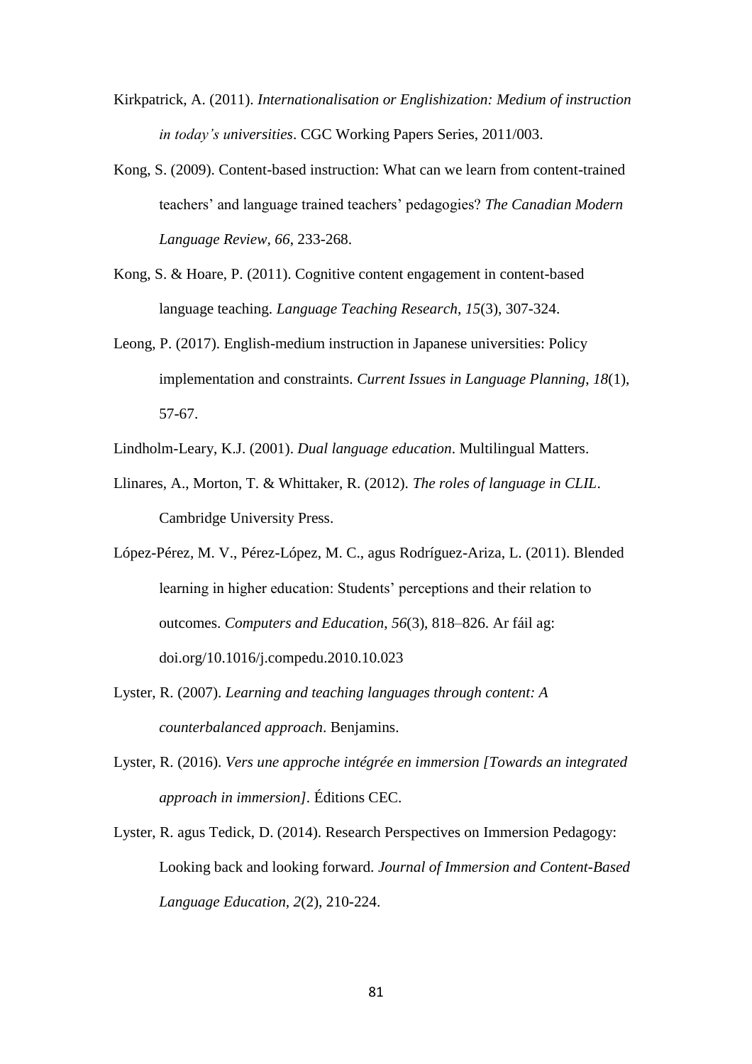Kirkpatrick, A. (2011). *Internationalisation or Englishization: Medium of instruction in today's universities*. CGC Working Papers Series, 2011/003.

Kong, S. (2009). Content-based instruction: What can we learn from content-trained teachers' and language trained teachers' pedagogies? *The Canadian Modern Language Review*, *66*, 233-268.

Kong, S. & Hoare, P. (2011). Cognitive content engagement in content-based language teaching. *Language Teaching Research*, *15*(3), 307-324.

Leong, P. (2017). English-medium instruction in Japanese universities: Policy implementation and constraints. *Current Issues in Language Planning*, *18*(1), 57-67.

Lindholm-Leary, K.J. (2001). *Dual language education*. Multilingual Matters.

Llinares, A., Morton, T. & Whittaker, R. (2012). *The roles of language in CLIL*. Cambridge University Press.

López-Pérez, M. V., Pérez-López, M. C., agus Rodríguez-Ariza, L. (2011). Blended learning in higher education: Students' perceptions and their relation to outcomes. *Computers and Education*, *56*(3), 818–826. Ar fáil ag: doi.org/10.1016/j.compedu.2010.10.023

Lyster, R. (2007). *Learning and teaching languages through content: A counterbalanced approach*. Benjamins.

Lyster, R. (2016). *Vers une approche intégrée en immersion [Towards an integrated approach in immersion]*. Éditions CEC.

Lyster, R. agus Tedick, D. (2014). Research Perspectives on Immersion Pedagogy: Looking back and looking forward. *Journal of Immersion and Content-Based Language Education*, *2*(2), 210-224.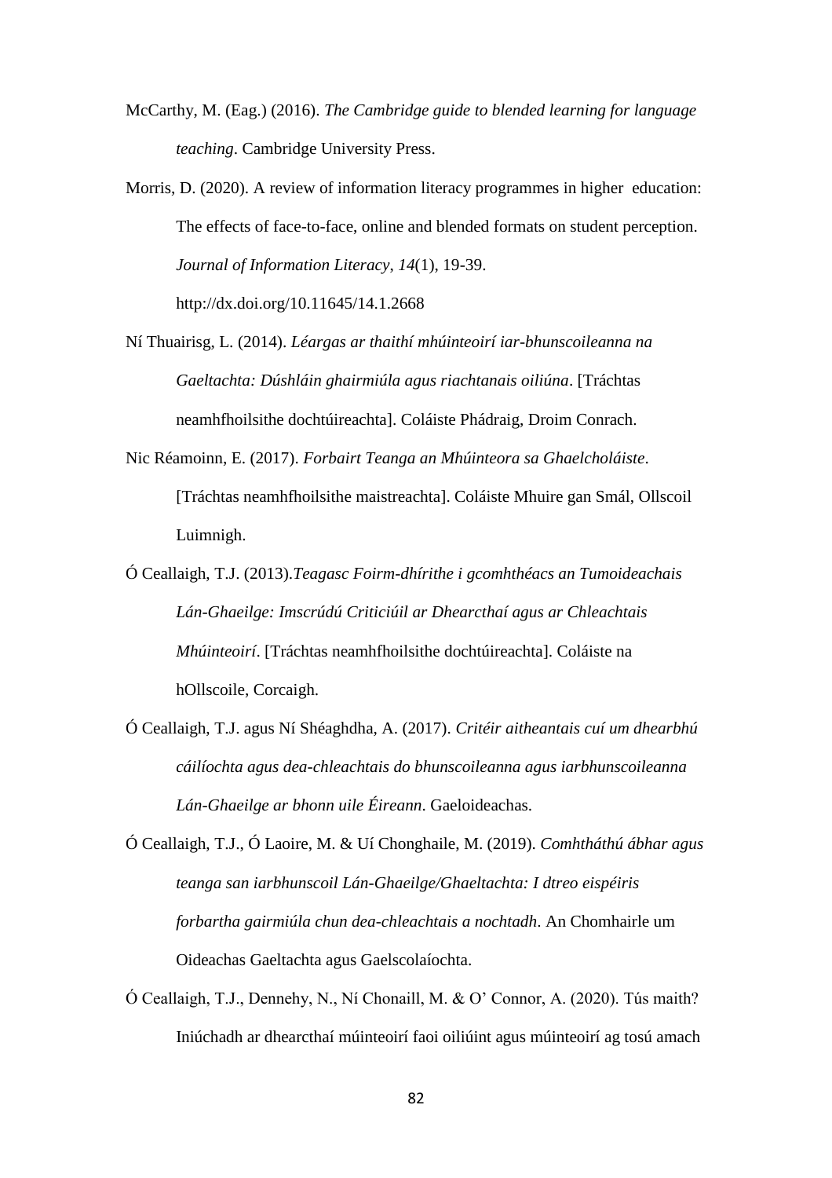McCarthy, M. (Eag.) (2016). *The Cambridge guide to blended learning for language teaching*. Cambridge University Press.

Morris, D. (2020). A review of information literacy programmes in higher education: The effects of face-to-face, online and blended formats on student perception. *Journal of Information Literacy*, *14*(1), 19-39. http://dx.doi.org/10.11645/14.1.2668

Ní Thuairisg, L. (2014). *Léargas ar thaithí mhúinteoirí iar-bhunscoileanna na Gaeltachta: Dúshláin ghairmiúla agus riachtanais oiliúna*. [Tráchtas neamhfhoilsithe dochtúireachta]. Coláiste Phádraig, Droim Conrach.

Nic Réamoinn, E. (2017). *Forbairt Teanga an Mhúinteora sa Ghaelcholáiste*. [Tráchtas neamhfhoilsithe maistreachta]. Coláiste Mhuire gan Smál, Ollscoil Luimnigh.

Ó Ceallaigh, T.J. (2013).*Teagasc Foirm-dhírithe i gcomhthéacs an Tumoideachais Lán-Ghaeilge: Imscrúdú Criticiúil ar Dhearcthaí agus ar Chleachtais Mhúinteoirí*. [Tráchtas neamhfhoilsithe dochtúireachta]. Coláiste na hOllscoile, Corcaigh.

Ó Ceallaigh, T.J. agus Ní Shéaghdha, A. (2017). *Critéir aitheantais cuí um dhearbhú cáilíochta agus dea-chleachtais do bhunscoileanna agus iarbhunscoileanna Lán-Ghaeilge ar bhonn uile Éireann*. Gaeloideachas.

Ó Ceallaigh, T.J., Ó Laoire, M. & Uí Chonghaile, M. (2019). *Comhtháthú ábhar agus teanga san iarbhunscoil Lán-Ghaeilge/Ghaeltachta: I dtreo eispéiris forbartha gairmiúla chun dea-chleachtais a nochtadh*. An Chomhairle um Oideachas Gaeltachta agus Gaelscolaíochta.

Ó Ceallaigh, T.J., Dennehy, N., Ní Chonaill, M. & O' Connor, A. (2020). Tús maith? Iniúchadh ar dhearcthaí múinteoirí faoi oiliúint agus múinteoirí ag tosú amach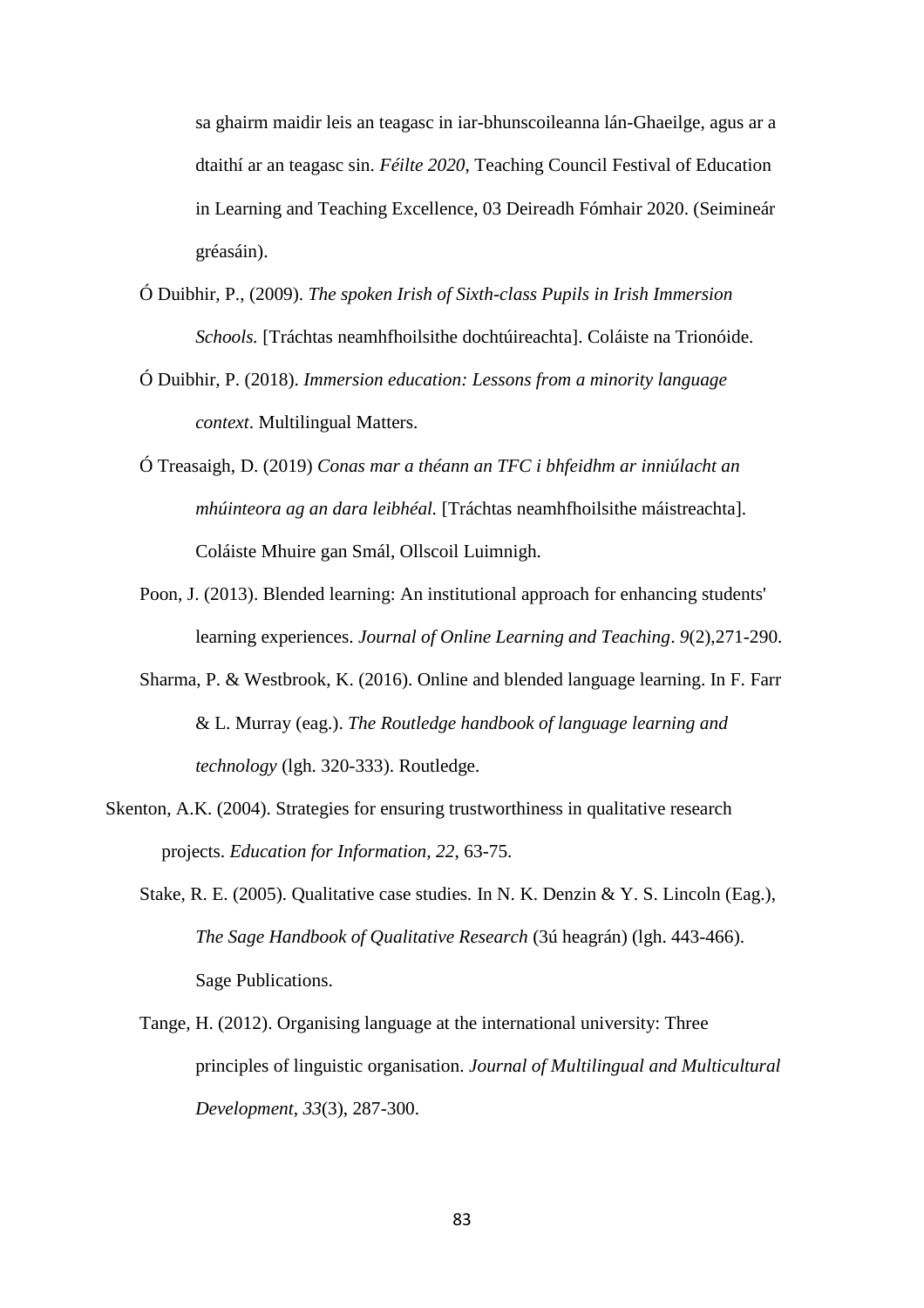sa ghairm maidir leis an teagasc in iar-bhunscoileanna lán-Ghaeilge, agus ar a dtaithí ar an teagasc sin. *Féilte 2020*, Teaching Council Festival of Education in Learning and Teaching Excellence, 03 Deireadh Fómhair 2020. (Seimineár gréasáin).

Ó Duibhir, P., (2009). *The spoken Irish of Sixth-class Pupils in Irish Immersion Schools.* [Tráchtas neamhfhoilsithe dochtúireachta]. Coláiste na Trionóide.

Ó Duibhir, P. (2018). *Immersion education: Lessons from a minority language context*. Multilingual Matters.

Ó Treasaigh, D. (2019) *Conas mar a théann an TFC i bhfeidhm ar inniúlacht an mhúinteora ag an dara leibhéal.* [Tráchtas neamhfhoilsithe máistreachta]. Coláiste Mhuire gan Smál, Ollscoil Luimnigh.

Poon, J. (2013). Blended learning: An institutional approach for enhancing students' learning experiences. *Journal of Online Learning and Teaching*. *9*(2),271-290.

Sharma, P. & Westbrook, K. (2016). Online and blended language learning. In F. Farr & L. Murray (eag.). *The Routledge handbook of language learning and technology* (lgh. 320-333). Routledge.

Skenton, A.K. (2004). Strategies for ensuring trustworthiness in qualitative research projects. *Education for Information, 22*, 63-75.

Stake, R. E. (2005). Qualitative case studies. In N. K. Denzin & Y. S. Lincoln (Eag.), *The Sage Handbook of Qualitative Research* (3ú heagrán) (lgh. 443-466). Sage Publications.

Tange, H. (2012). Organising language at the international university: Three principles of linguistic organisation. *Journal of Multilingual and Multicultural Development*, *33*(3), 287-300.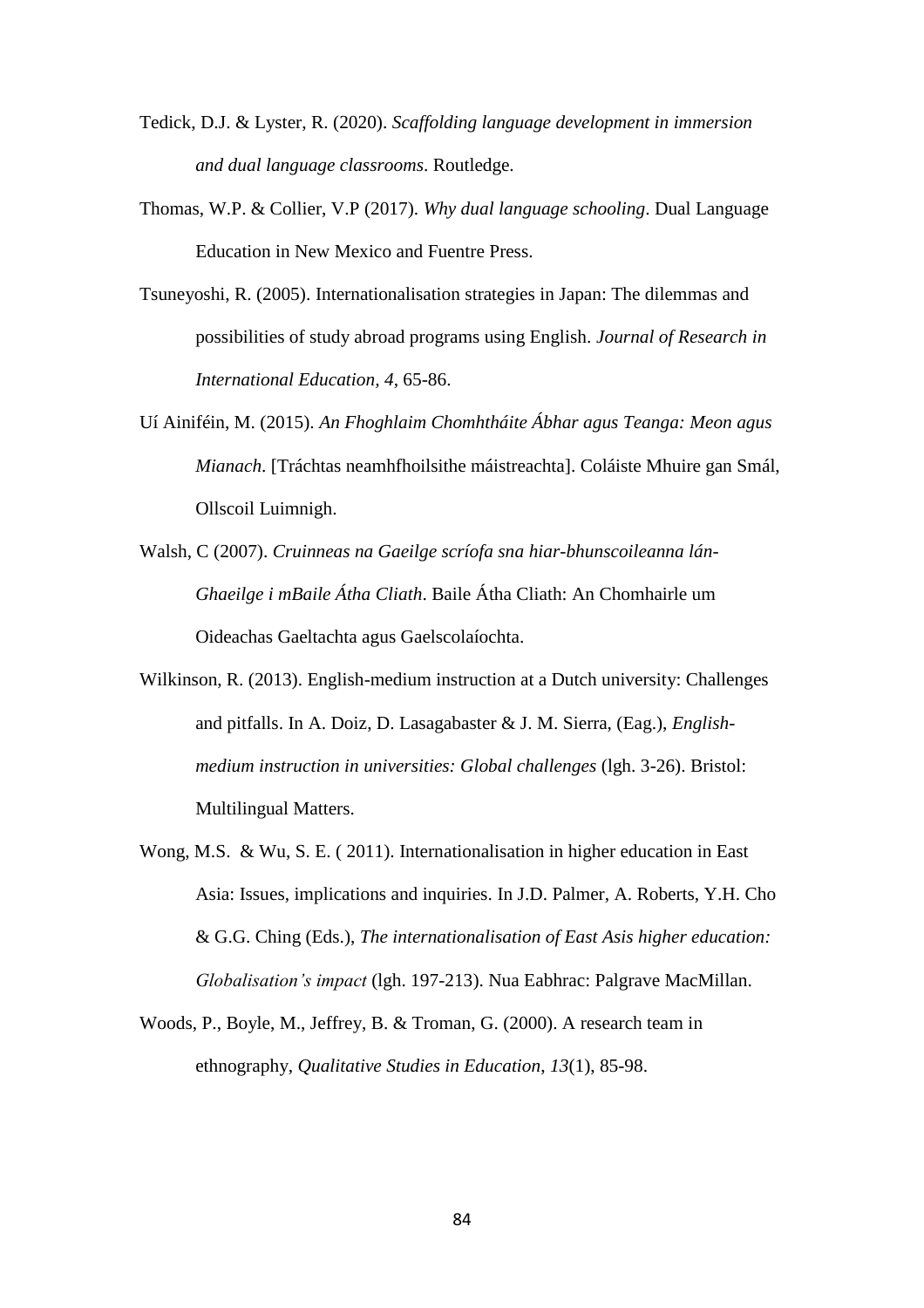Tedick, D.J. & Lyster, R. (2020). *Scaffolding language development in immersion and dual language classrooms*. Routledge.

Thomas, W.P. & Collier, V.P (2017). *Why dual language schooling*. Dual Language Education in New Mexico and Fuentre Press.

Tsuneyoshi, R. (2005). Internationalisation strategies in Japan: The dilemmas and possibilities of study abroad programs using English. *Journal of Research in International Education*, *4*, 65-86.

Uí Ainiféin, M. (2015). *An Fhoghlaim Chomhtháite Ábhar agus Teanga: Meon agus Mianach*. [Tráchtas neamhfhoilsithe máistreachta]. Coláiste Mhuire gan Smál, Ollscoil Luimnigh.

Walsh, C (2007). *Cruinneas na Gaeilge scríofa sna hiar-bhunscoileanna lán-Ghaeilge i mBaile Átha Cliath*. Baile Átha Cliath: An Chomhairle um Oideachas Gaeltachta agus Gaelscolaíochta.

Wilkinson, R. (2013). English-medium instruction at a Dutch university: Challenges and pitfalls. In A. Doiz, D. Lasagabaster & J. M. Sierra, (Eag.), *English-medium instruction in universities: Global challenges* (lgh. 3-26). Bristol: Multilingual Matters.

Wong, M.S. & Wu, S. E. ( 2011). Internationalisation in higher education in East Asia: Issues, implications and inquiries. In J.D. Palmer, A. Roberts, Y.H. Cho & G.G. Ching (Eds.), *The internationalisation of East Asis higher education: Globalisation's impact* (lgh. 197-213). Nua Eabhrac: Palgrave MacMillan.

Woods, P., Boyle, M., Jeffrey, B. & Troman, G. (2000). A research team in ethnography, *Qualitative Studies in Education*, *13*(1), 85-98.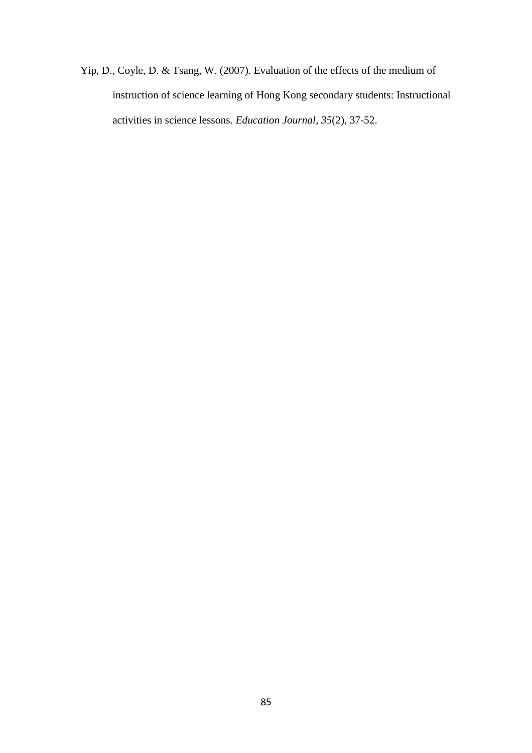Yip, D., Coyle, D. & Tsang, W. (2007). Evaluation of the effects of the medium of instruction of science learning of Hong Kong secondary students: Instructional activities in science lessons. *Education Journal*, *35*(2), 37-52.